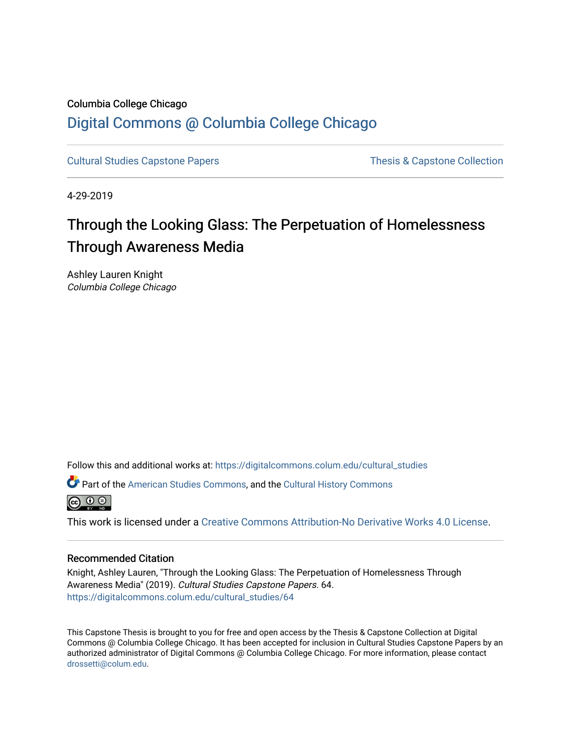Columbia College Chicago

# Digital Commons @ Columbia College Chicago

Cultural Studies Capstone Papers | Thesis & Capstone Collection

4-29-2019

# Through the Looking Glass: The Perpetuation of Homelessness Through Awareness Media

Ashley Lauren Knight
*Columbia College Chicago*

Follow this and additional works at: https://digitalcommons.colum.edu/cultural_studies

Part of the American Studies Commons, and the Cultural History Commons

This work is licensed under a Creative Commons Attribution-No Derivative Works 4.0 License.

## Recommended Citation

Knight, Ashley Lauren, "Through the Looking Glass: The Perpetuation of Homelessness Through Awareness Media" (2019). *Cultural Studies Capstone Papers*. 64.
https://digitalcommons.colum.edu/cultural_studies/64

This Capstone Thesis is brought to you for free and open access by the Thesis & Capstone Collection at Digital Commons @ Columbia College Chicago. It has been accepted for inclusion in Cultural Studies Capstone Papers by an authorized administrator of Digital Commons @ Columbia College Chicago. For more information, please contact drossetti@colum.edu.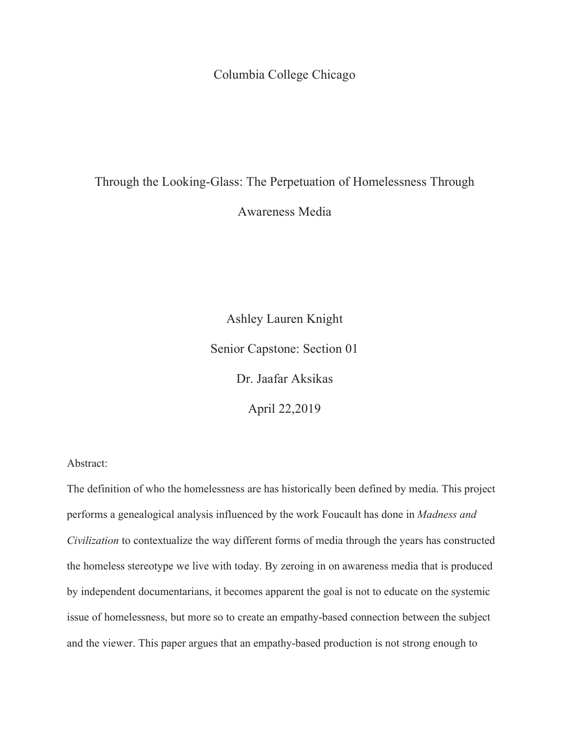Columbia College Chicago

# Through the Looking-Glass: The Perpetuation of Homelessness Through Awareness Media

Ashley Lauren Knight

Senior Capstone: Section 01

Dr. Jaafar Aksikas

April 22,2019

Abstract:

The definition of who the homelessness are has historically been defined by media. This project performs a genealogical analysis influenced by the work Foucault has done in *Madness and Civilization* to contextualize the way different forms of media through the years has constructed the homeless stereotype we live with today. By zeroing in on awareness media that is produced by independent documentarians, it becomes apparent the goal is not to educate on the systemic issue of homelessness, but more so to create an empathy-based connection between the subject and the viewer. This paper argues that an empathy-based production is not strong enough to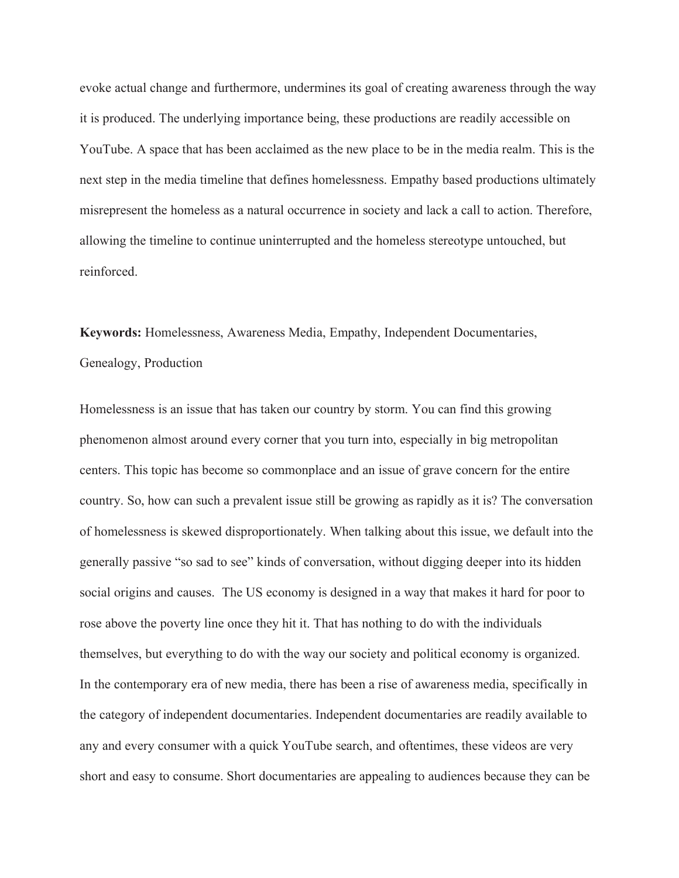evoke actual change and furthermore, undermines its goal of creating awareness through the way it is produced. The underlying importance being, these productions are readily accessible on YouTube. A space that has been acclaimed as the new place to be in the media realm. This is the next step in the media timeline that defines homelessness. Empathy based productions ultimately misrepresent the homeless as a natural occurrence in society and lack a call to action. Therefore, allowing the timeline to continue uninterrupted and the homeless stereotype untouched, but reinforced.

**Keywords:** Homelessness, Awareness Media, Empathy, Independent Documentaries, Genealogy, Production

Homelessness is an issue that has taken our country by storm. You can find this growing phenomenon almost around every corner that you turn into, especially in big metropolitan centers. This topic has become so commonplace and an issue of grave concern for the entire country. So, how can such a prevalent issue still be growing as rapidly as it is? The conversation of homelessness is skewed disproportionately. When talking about this issue, we default into the generally passive "so sad to see" kinds of conversation, without digging deeper into its hidden social origins and causes. The US economy is designed in a way that makes it hard for poor to rose above the poverty line once they hit it. That has nothing to do with the individuals themselves, but everything to do with the way our society and political economy is organized. In the contemporary era of new media, there has been a rise of awareness media, specifically in the category of independent documentaries. Independent documentaries are readily available to any and every consumer with a quick YouTube search, and oftentimes, these videos are very short and easy to consume. Short documentaries are appealing to audiences because they can be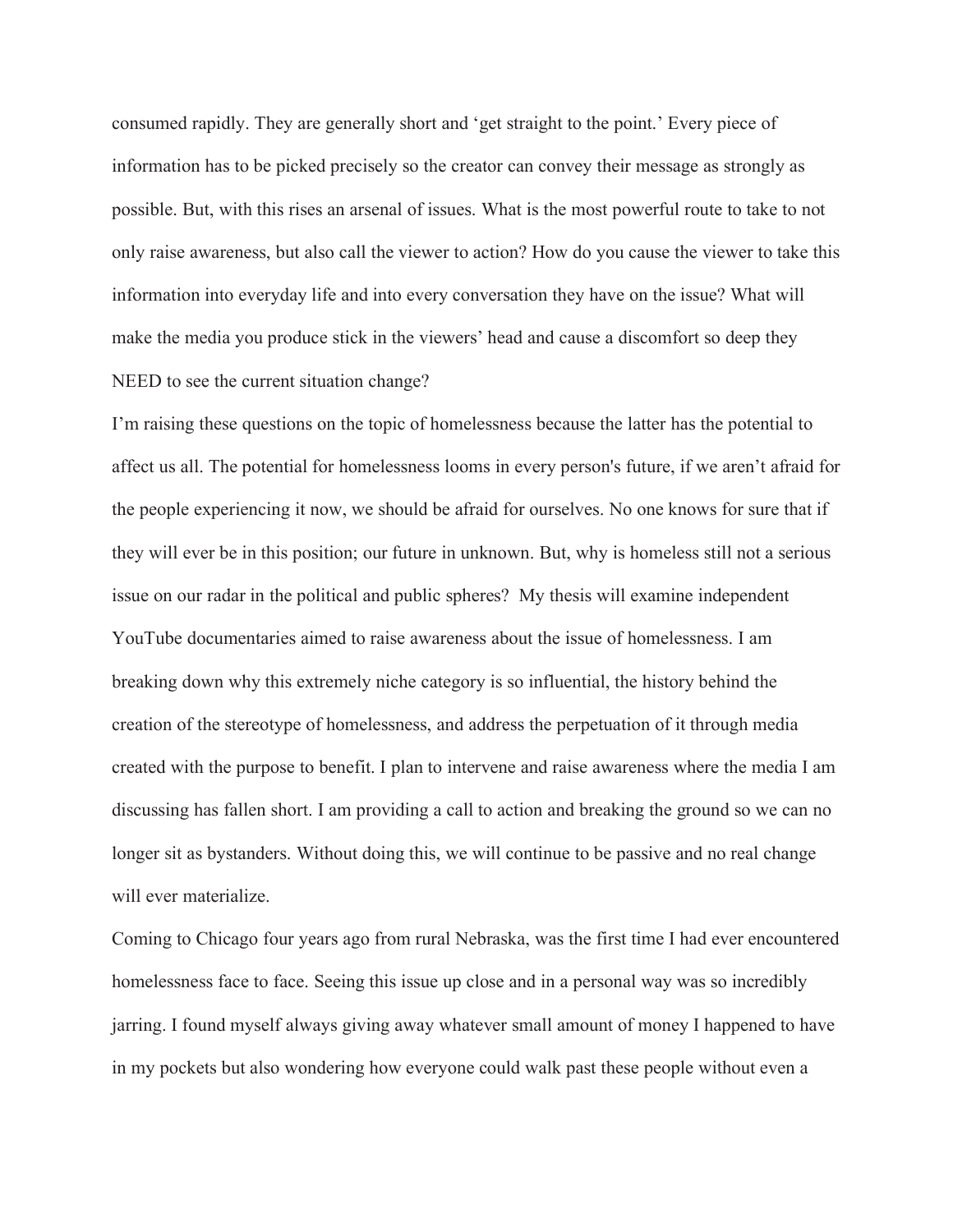consumed rapidly. They are generally short and 'get straight to the point.' Every piece of information has to be picked precisely so the creator can convey their message as strongly as possible. But, with this rises an arsenal of issues. What is the most powerful route to take to not only raise awareness, but also call the viewer to action? How do you cause the viewer to take this information into everyday life and into every conversation they have on the issue? What will make the media you produce stick in the viewers' head and cause a discomfort so deep they NEED to see the current situation change?

I'm raising these questions on the topic of homelessness because the latter has the potential to affect us all. The potential for homelessness looms in every person's future, if we aren't afraid for the people experiencing it now, we should be afraid for ourselves. No one knows for sure that if they will ever be in this position; our future in unknown. But, why is homeless still not a serious issue on our radar in the political and public spheres? My thesis will examine independent YouTube documentaries aimed to raise awareness about the issue of homelessness. I am breaking down why this extremely niche category is so influential, the history behind the creation of the stereotype of homelessness, and address the perpetuation of it through media created with the purpose to benefit. I plan to intervene and raise awareness where the media I am discussing has fallen short. I am providing a call to action and breaking the ground so we can no longer sit as bystanders. Without doing this, we will continue to be passive and no real change will ever materialize.

Coming to Chicago four years ago from rural Nebraska, was the first time I had ever encountered homelessness face to face. Seeing this issue up close and in a personal way was so incredibly jarring. I found myself always giving away whatever small amount of money I happened to have in my pockets but also wondering how everyone could walk past these people without even a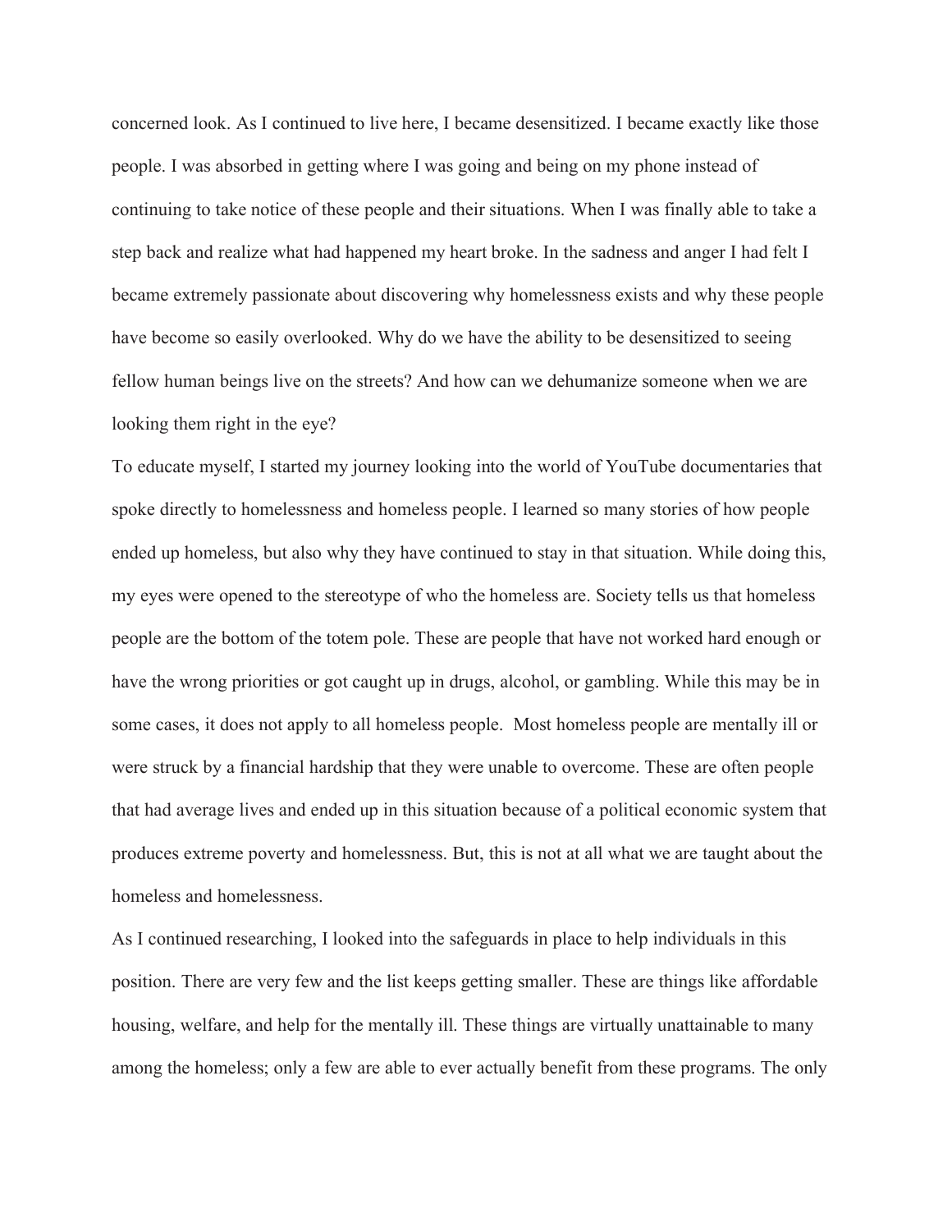concerned look. As I continued to live here, I became desensitized. I became exactly like those people. I was absorbed in getting where I was going and being on my phone instead of continuing to take notice of these people and their situations. When I was finally able to take a step back and realize what had happened my heart broke. In the sadness and anger I had felt I became extremely passionate about discovering why homelessness exists and why these people have become so easily overlooked. Why do we have the ability to be desensitized to seeing fellow human beings live on the streets? And how can we dehumanize someone when we are looking them right in the eye?

To educate myself, I started my journey looking into the world of YouTube documentaries that spoke directly to homelessness and homeless people. I learned so many stories of how people ended up homeless, but also why they have continued to stay in that situation. While doing this, my eyes were opened to the stereotype of who the homeless are. Society tells us that homeless people are the bottom of the totem pole. These are people that have not worked hard enough or have the wrong priorities or got caught up in drugs, alcohol, or gambling. While this may be in some cases, it does not apply to all homeless people. Most homeless people are mentally ill or were struck by a financial hardship that they were unable to overcome. These are often people that had average lives and ended up in this situation because of a political economic system that produces extreme poverty and homelessness. But, this is not at all what we are taught about the homeless and homelessness.

As I continued researching, I looked into the safeguards in place to help individuals in this position. There are very few and the list keeps getting smaller. These are things like affordable housing, welfare, and help for the mentally ill. These things are virtually unattainable to many among the homeless; only a few are able to ever actually benefit from these programs. The only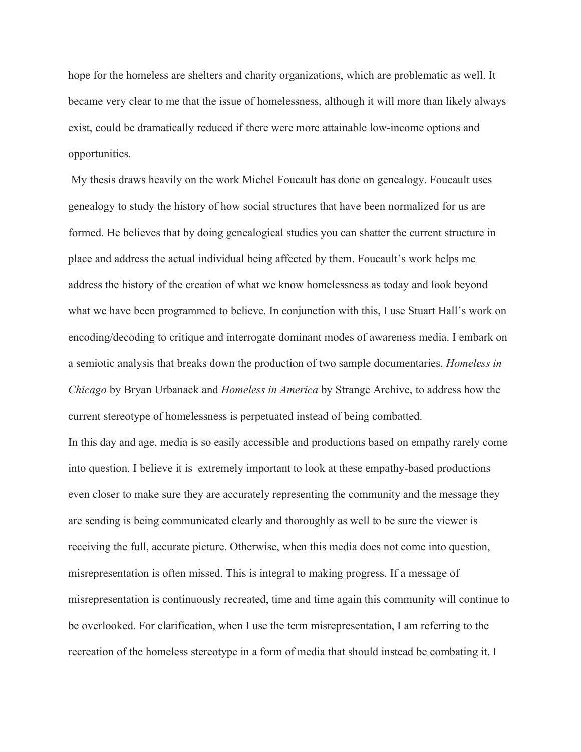hope for the homeless are shelters and charity organizations, which are problematic as well. It became very clear to me that the issue of homelessness, although it will more than likely always exist, could be dramatically reduced if there were more attainable low-income options and opportunities.

My thesis draws heavily on the work Michel Foucault has done on genealogy. Foucault uses genealogy to study the history of how social structures that have been normalized for us are formed. He believes that by doing genealogical studies you can shatter the current structure in place and address the actual individual being affected by them. Foucault's work helps me address the history of the creation of what we know homelessness as today and look beyond what we have been programmed to believe. In conjunction with this, I use Stuart Hall's work on encoding/decoding to critique and interrogate dominant modes of awareness media. I embark on a semiotic analysis that breaks down the production of two sample documentaries, *Homeless in Chicago* by Bryan Urbanack and *Homeless in America* by Strange Archive, to address how the current stereotype of homelessness is perpetuated instead of being combatted.

In this day and age, media is so easily accessible and productions based on empathy rarely come into question. I believe it is extremely important to look at these empathy-based productions even closer to make sure they are accurately representing the community and the message they are sending is being communicated clearly and thoroughly as well to be sure the viewer is receiving the full, accurate picture. Otherwise, when this media does not come into question, misrepresentation is often missed. This is integral to making progress. If a message of misrepresentation is continuously recreated, time and time again this community will continue to be overlooked. For clarification, when I use the term misrepresentation, I am referring to the recreation of the homeless stereotype in a form of media that should instead be combating it. I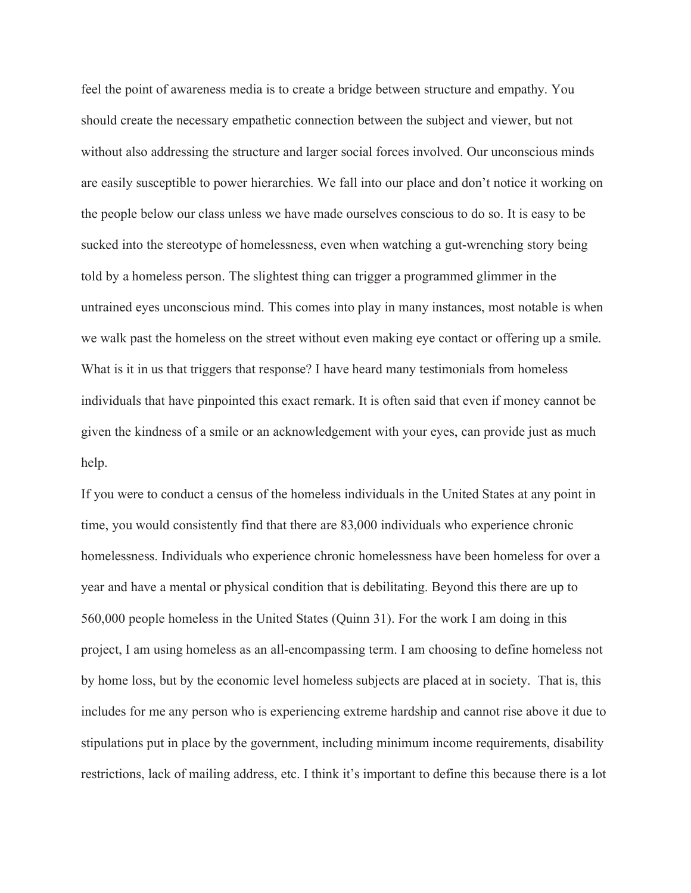feel the point of awareness media is to create a bridge between structure and empathy. You should create the necessary empathetic connection between the subject and viewer, but not without also addressing the structure and larger social forces involved. Our unconscious minds are easily susceptible to power hierarchies. We fall into our place and don't notice it working on the people below our class unless we have made ourselves conscious to do so. It is easy to be sucked into the stereotype of homelessness, even when watching a gut-wrenching story being told by a homeless person. The slightest thing can trigger a programmed glimmer in the untrained eyes unconscious mind. This comes into play in many instances, most notable is when we walk past the homeless on the street without even making eye contact or offering up a smile. What is it in us that triggers that response? I have heard many testimonials from homeless individuals that have pinpointed this exact remark. It is often said that even if money cannot be given the kindness of a smile or an acknowledgement with your eyes, can provide just as much help.

If you were to conduct a census of the homeless individuals in the United States at any point in time, you would consistently find that there are 83,000 individuals who experience chronic homelessness. Individuals who experience chronic homelessness have been homeless for over a year and have a mental or physical condition that is debilitating. Beyond this there are up to 560,000 people homeless in the United States (Quinn 31). For the work I am doing in this project, I am using homeless as an all-encompassing term. I am choosing to define homeless not by home loss, but by the economic level homeless subjects are placed at in society. That is, this includes for me any person who is experiencing extreme hardship and cannot rise above it due to stipulations put in place by the government, including minimum income requirements, disability restrictions, lack of mailing address, etc. I think it's important to define this because there is a lot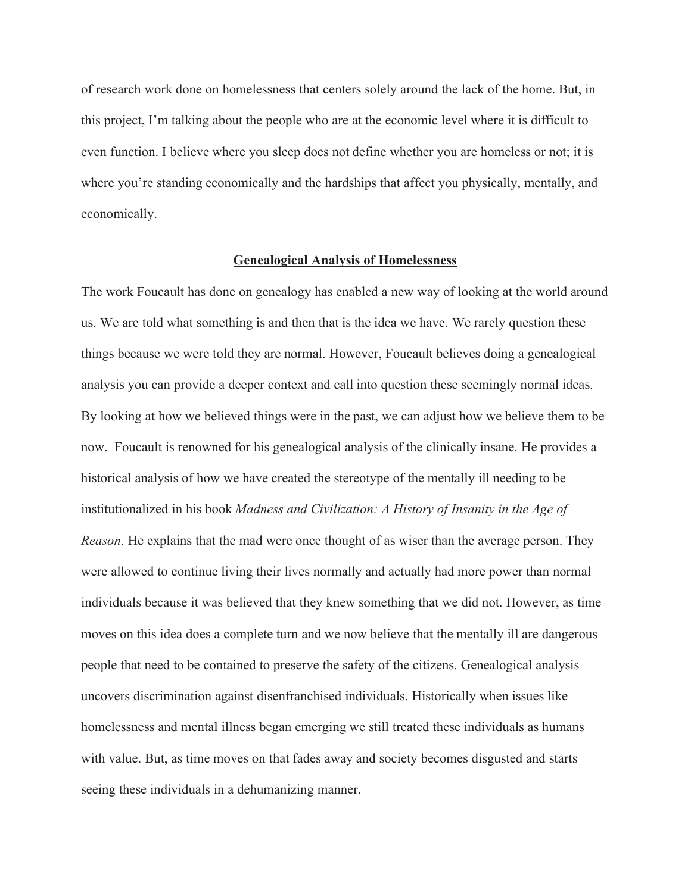of research work done on homelessness that centers solely around the lack of the home. But, in this project, I'm talking about the people who are at the economic level where it is difficult to even function. I believe where you sleep does not define whether you are homeless or not; it is where you're standing economically and the hardships that affect you physically, mentally, and economically.

## Genealogical Analysis of Homelessness

The work Foucault has done on genealogy has enabled a new way of looking at the world around us. We are told what something is and then that is the idea we have. We rarely question these things because we were told they are normal. However, Foucault believes doing a genealogical analysis you can provide a deeper context and call into question these seemingly normal ideas. By looking at how we believed things were in the past, we can adjust how we believe them to be now. Foucault is renowned for his genealogical analysis of the clinically insane. He provides a historical analysis of how we have created the stereotype of the mentally ill needing to be institutionalized in his book *Madness and Civilization: A History of Insanity in the Age of Reason*. He explains that the mad were once thought of as wiser than the average person. They were allowed to continue living their lives normally and actually had more power than normal individuals because it was believed that they knew something that we did not. However, as time moves on this idea does a complete turn and we now believe that the mentally ill are dangerous people that need to be contained to preserve the safety of the citizens. Genealogical analysis uncovers discrimination against disenfranchised individuals. Historically when issues like homelessness and mental illness began emerging we still treated these individuals as humans with value. But, as time moves on that fades away and society becomes disgusted and starts seeing these individuals in a dehumanizing manner.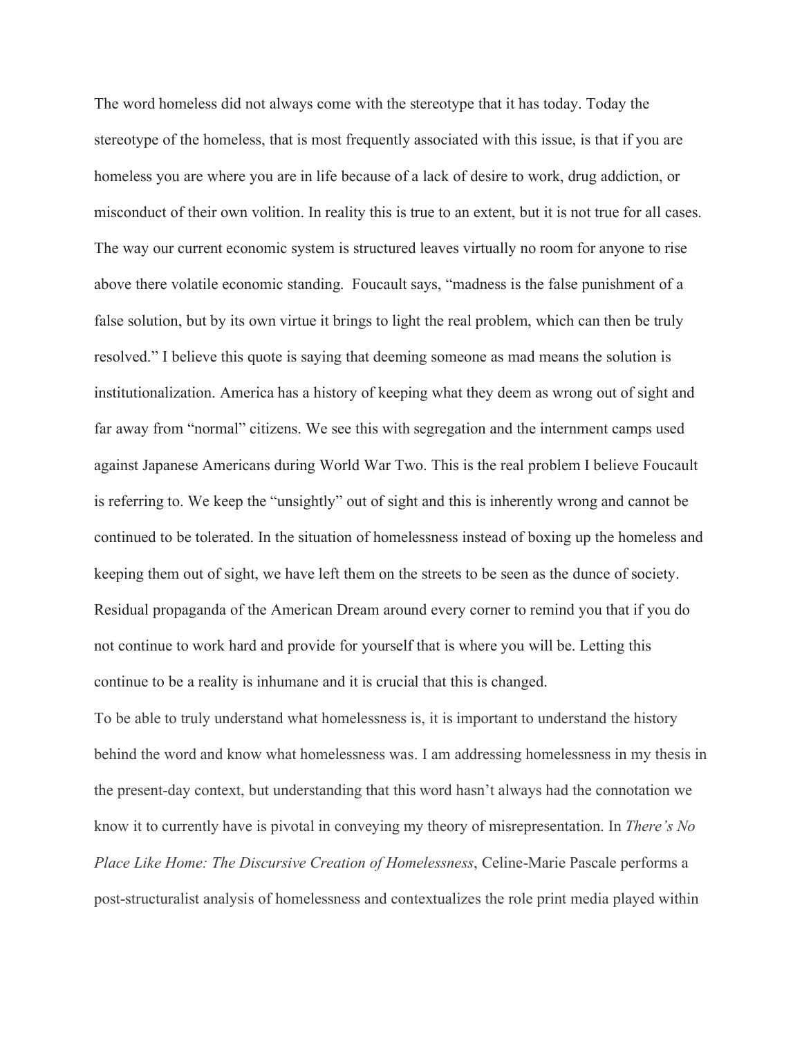The word homeless did not always come with the stereotype that it has today. Today the stereotype of the homeless, that is most frequently associated with this issue, is that if you are homeless you are where you are in life because of a lack of desire to work, drug addiction, or misconduct of their own volition. In reality this is true to an extent, but it is not true for all cases. The way our current economic system is structured leaves virtually no room for anyone to rise above there volatile economic standing. Foucault says, "madness is the false punishment of a false solution, but by its own virtue it brings to light the real problem, which can then be truly resolved." I believe this quote is saying that deeming someone as mad means the solution is institutionalization. America has a history of keeping what they deem as wrong out of sight and far away from "normal" citizens. We see this with segregation and the internment camps used against Japanese Americans during World War Two. This is the real problem I believe Foucault is referring to. We keep the "unsightly" out of sight and this is inherently wrong and cannot be continued to be tolerated. In the situation of homelessness instead of boxing up the homeless and keeping them out of sight, we have left them on the streets to be seen as the dunce of society. Residual propaganda of the American Dream around every corner to remind you that if you do not continue to work hard and provide for yourself that is where you will be. Letting this continue to be a reality is inhumane and it is crucial that this is changed.

To be able to truly understand what homelessness is, it is important to understand the history behind the word and know what homelessness was. I am addressing homelessness in my thesis in the present-day context, but understanding that this word hasn't always had the connotation we know it to currently have is pivotal in conveying my theory of misrepresentation. In *There's No Place Like Home: The Discursive Creation of Homelessness*, Celine-Marie Pascale performs a post-structuralist analysis of homelessness and contextualizes the role print media played within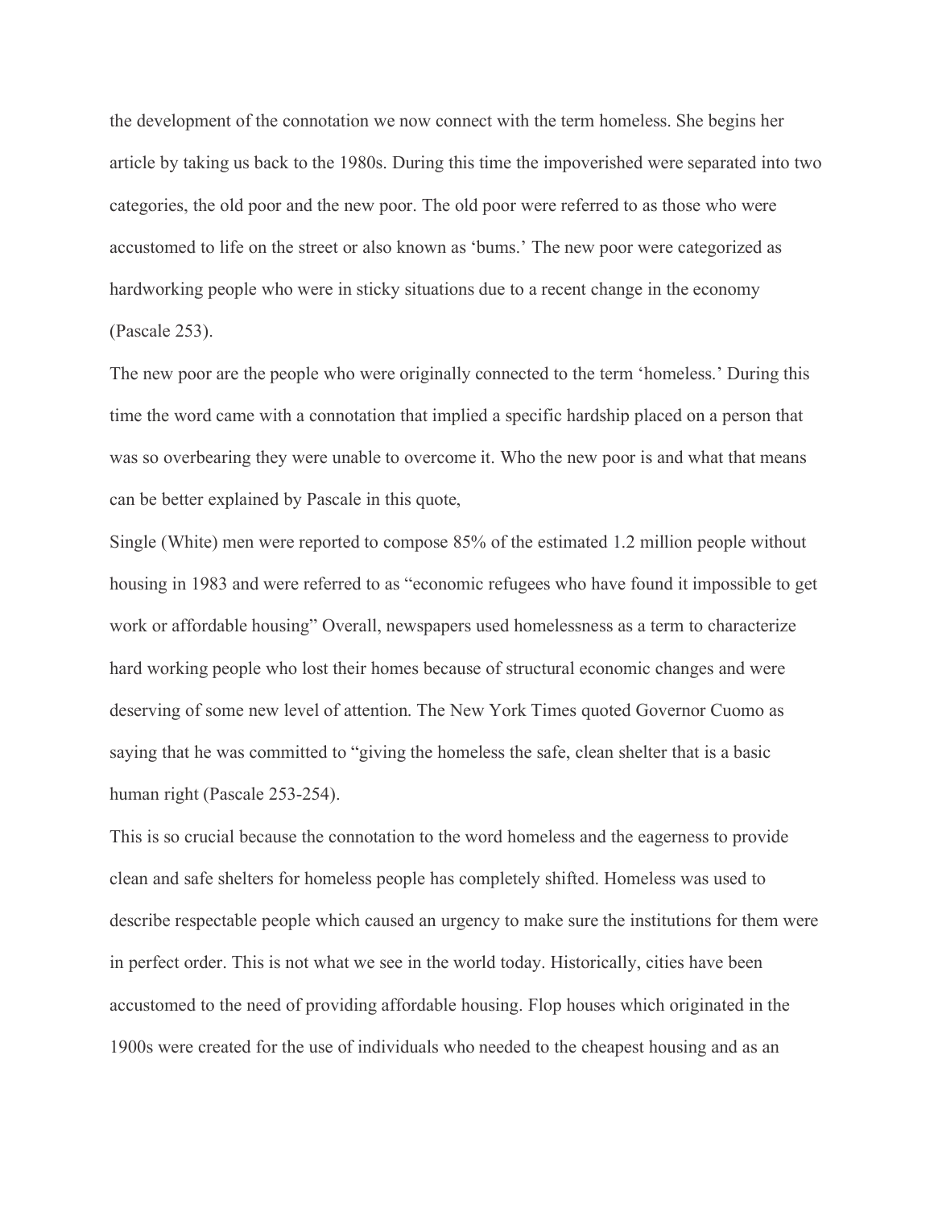the development of the connotation we now connect with the term homeless. She begins her article by taking us back to the 1980s. During this time the impoverished were separated into two categories, the old poor and the new poor. The old poor were referred to as those who were accustomed to life on the street or also known as 'bums.' The new poor were categorized as hardworking people who were in sticky situations due to a recent change in the economy (Pascale 253).

The new poor are the people who were originally connected to the term 'homeless.' During this time the word came with a connotation that implied a specific hardship placed on a person that was so overbearing they were unable to overcome it. Who the new poor is and what that means can be better explained by Pascale in this quote,

Single (White) men were reported to compose 85% of the estimated 1.2 million people without housing in 1983 and were referred to as "economic refugees who have found it impossible to get work or affordable housing" Overall, newspapers used homelessness as a term to characterize hard working people who lost their homes because of structural economic changes and were deserving of some new level of attention. The New York Times quoted Governor Cuomo as saying that he was committed to "giving the homeless the safe, clean shelter that is a basic human right (Pascale 253-254).

This is so crucial because the connotation to the word homeless and the eagerness to provide clean and safe shelters for homeless people has completely shifted. Homeless was used to describe respectable people which caused an urgency to make sure the institutions for them were in perfect order. This is not what we see in the world today. Historically, cities have been accustomed to the need of providing affordable housing. Flop houses which originated in the 1900s were created for the use of individuals who needed to the cheapest housing and as an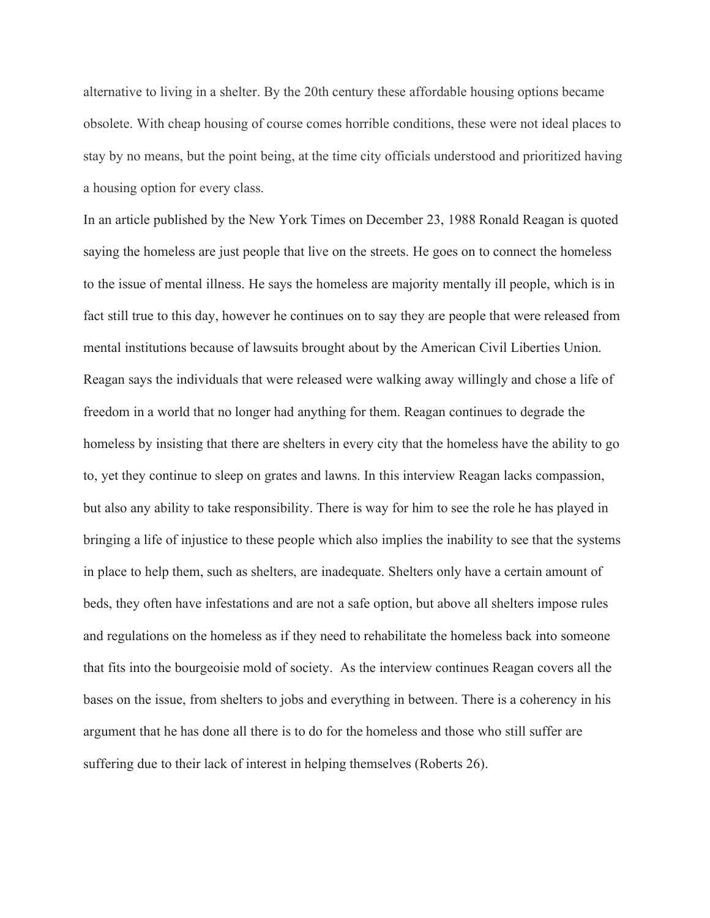alternative to living in a shelter. By the 20th century these affordable housing options became obsolete. With cheap housing of course comes horrible conditions, these were not ideal places to stay by no means, but the point being, at the time city officials understood and prioritized having a housing option for every class.

In an article published by the New York Times on December 23, 1988 Ronald Reagan is quoted saying the homeless are just people that live on the streets. He goes on to connect the homeless to the issue of mental illness. He says the homeless are majority mentally ill people, which is in fact still true to this day, however he continues on to say they are people that were released from mental institutions because of lawsuits brought about by the American Civil Liberties Union. Reagan says the individuals that were released were walking away willingly and chose a life of freedom in a world that no longer had anything for them. Reagan continues to degrade the homeless by insisting that there are shelters in every city that the homeless have the ability to go to, yet they continue to sleep on grates and lawns. In this interview Reagan lacks compassion, but also any ability to take responsibility. There is way for him to see the role he has played in bringing a life of injustice to these people which also implies the inability to see that the systems in place to help them, such as shelters, are inadequate. Shelters only have a certain amount of beds, they often have infestations and are not a safe option, but above all shelters impose rules and regulations on the homeless as if they need to rehabilitate the homeless back into someone that fits into the bourgeoisie mold of society. As the interview continues Reagan covers all the bases on the issue, from shelters to jobs and everything in between. There is a coherency in his argument that he has done all there is to do for the homeless and those who still suffer are suffering due to their lack of interest in helping themselves (Roberts 26).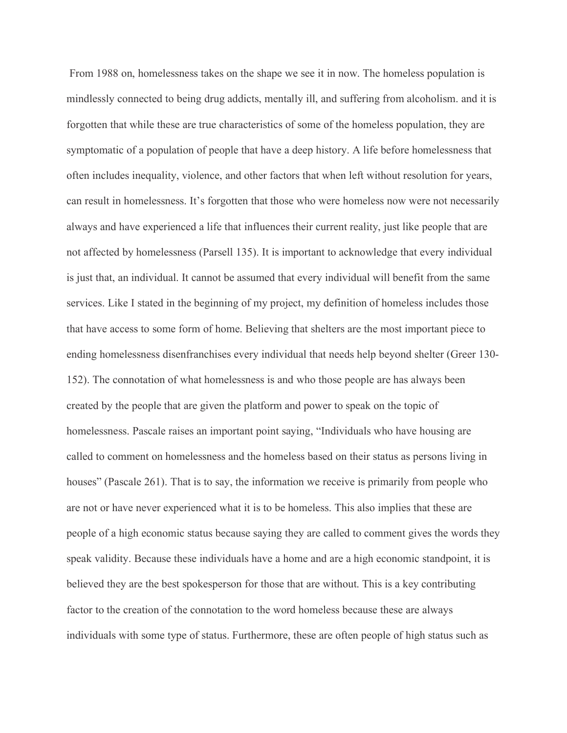From 1988 on, homelessness takes on the shape we see it in now. The homeless population is mindlessly connected to being drug addicts, mentally ill, and suffering from alcoholism. and it is forgotten that while these are true characteristics of some of the homeless population, they are symptomatic of a population of people that have a deep history. A life before homelessness that often includes inequality, violence, and other factors that when left without resolution for years, can result in homelessness. It's forgotten that those who were homeless now were not necessarily always and have experienced a life that influences their current reality, just like people that are not affected by homelessness (Parsell 135). It is important to acknowledge that every individual is just that, an individual. It cannot be assumed that every individual will benefit from the same services. Like I stated in the beginning of my project, my definition of homeless includes those that have access to some form of home. Believing that shelters are the most important piece to ending homelessness disenfranchises every individual that needs help beyond shelter (Greer 130-152). The connotation of what homelessness is and who those people are has always been created by the people that are given the platform and power to speak on the topic of homelessness. Pascale raises an important point saying, "Individuals who have housing are called to comment on homelessness and the homeless based on their status as persons living in houses" (Pascale 261). That is to say, the information we receive is primarily from people who are not or have never experienced what it is to be homeless. This also implies that these are people of a high economic status because saying they are called to comment gives the words they speak validity. Because these individuals have a home and are a high economic standpoint, it is believed they are the best spokesperson for those that are without. This is a key contributing factor to the creation of the connotation to the word homeless because these are always individuals with some type of status. Furthermore, these are often people of high status such as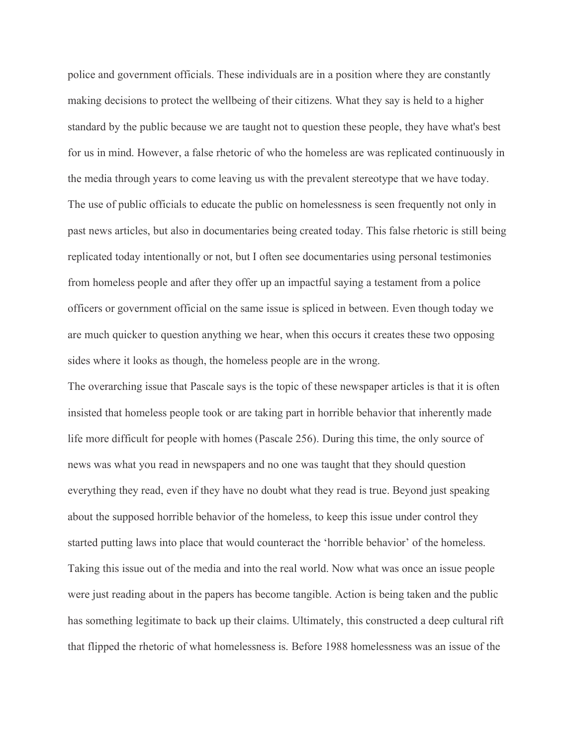police and government officials. These individuals are in a position where they are constantly making decisions to protect the wellbeing of their citizens. What they say is held to a higher standard by the public because we are taught not to question these people, they have what's best for us in mind. However, a false rhetoric of who the homeless are was replicated continuously in the media through years to come leaving us with the prevalent stereotype that we have today. The use of public officials to educate the public on homelessness is seen frequently not only in past news articles, but also in documentaries being created today. This false rhetoric is still being replicated today intentionally or not, but I often see documentaries using personal testimonies from homeless people and after they offer up an impactful saying a testament from a police officers or government official on the same issue is spliced in between. Even though today we are much quicker to question anything we hear, when this occurs it creates these two opposing sides where it looks as though, the homeless people are in the wrong.

The overarching issue that Pascale says is the topic of these newspaper articles is that it is often insisted that homeless people took or are taking part in horrible behavior that inherently made life more difficult for people with homes (Pascale 256). During this time, the only source of news was what you read in newspapers and no one was taught that they should question everything they read, even if they have no doubt what they read is true. Beyond just speaking about the supposed horrible behavior of the homeless, to keep this issue under control they started putting laws into place that would counteract the 'horrible behavior' of the homeless. Taking this issue out of the media and into the real world. Now what was once an issue people were just reading about in the papers has become tangible. Action is being taken and the public has something legitimate to back up their claims. Ultimately, this constructed a deep cultural rift that flipped the rhetoric of what homelessness is. Before 1988 homelessness was an issue of the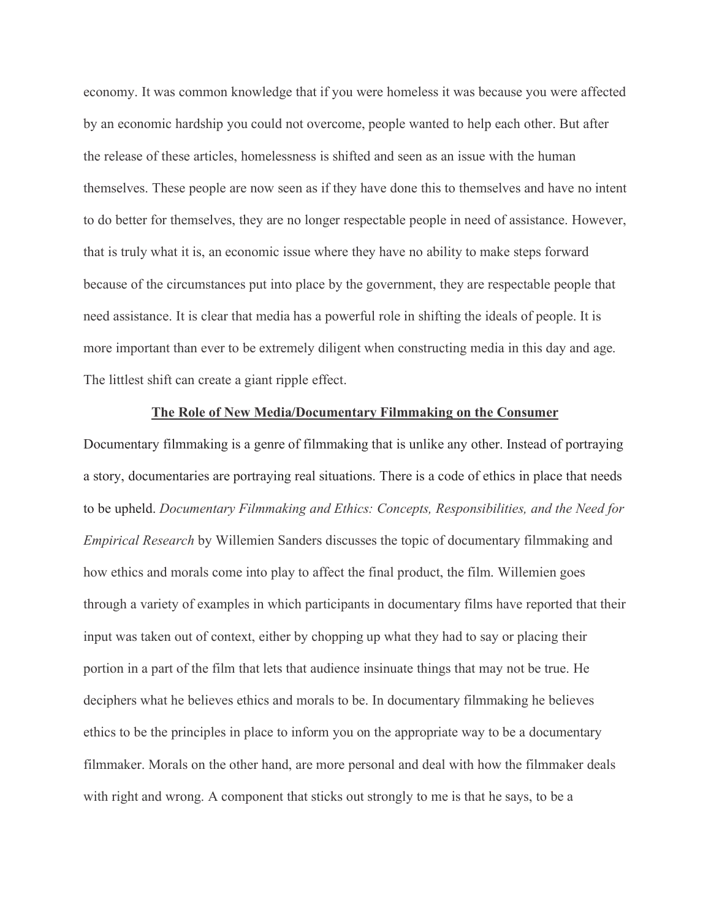economy. It was common knowledge that if you were homeless it was because you were affected by an economic hardship you could not overcome, people wanted to help each other. But after the release of these articles, homelessness is shifted and seen as an issue with the human themselves. These people are now seen as if they have done this to themselves and have no intent to do better for themselves, they are no longer respectable people in need of assistance. However, that is truly what it is, an economic issue where they have no ability to make steps forward because of the circumstances put into place by the government, they are respectable people that need assistance. It is clear that media has a powerful role in shifting the ideals of people. It is more important than ever to be extremely diligent when constructing media in this day and age. The littlest shift can create a giant ripple effect.

## **The Role of New Media/Documentary Filmmaking on the Consumer**

Documentary filmmaking is a genre of filmmaking that is unlike any other. Instead of portraying a story, documentaries are portraying real situations. There is a code of ethics in place that needs to be upheld. *Documentary Filmmaking and Ethics: Concepts, Responsibilities, and the Need for Empirical Research* by Willemien Sanders discusses the topic of documentary filmmaking and how ethics and morals come into play to affect the final product, the film. Willemien goes through a variety of examples in which participants in documentary films have reported that their input was taken out of context, either by chopping up what they had to say or placing their portion in a part of the film that lets that audience insinuate things that may not be true. He deciphers what he believes ethics and morals to be. In documentary filmmaking he believes ethics to be the principles in place to inform you on the appropriate way to be a documentary filmmaker. Morals on the other hand, are more personal and deal with how the filmmaker deals with right and wrong. A component that sticks out strongly to me is that he says, to be a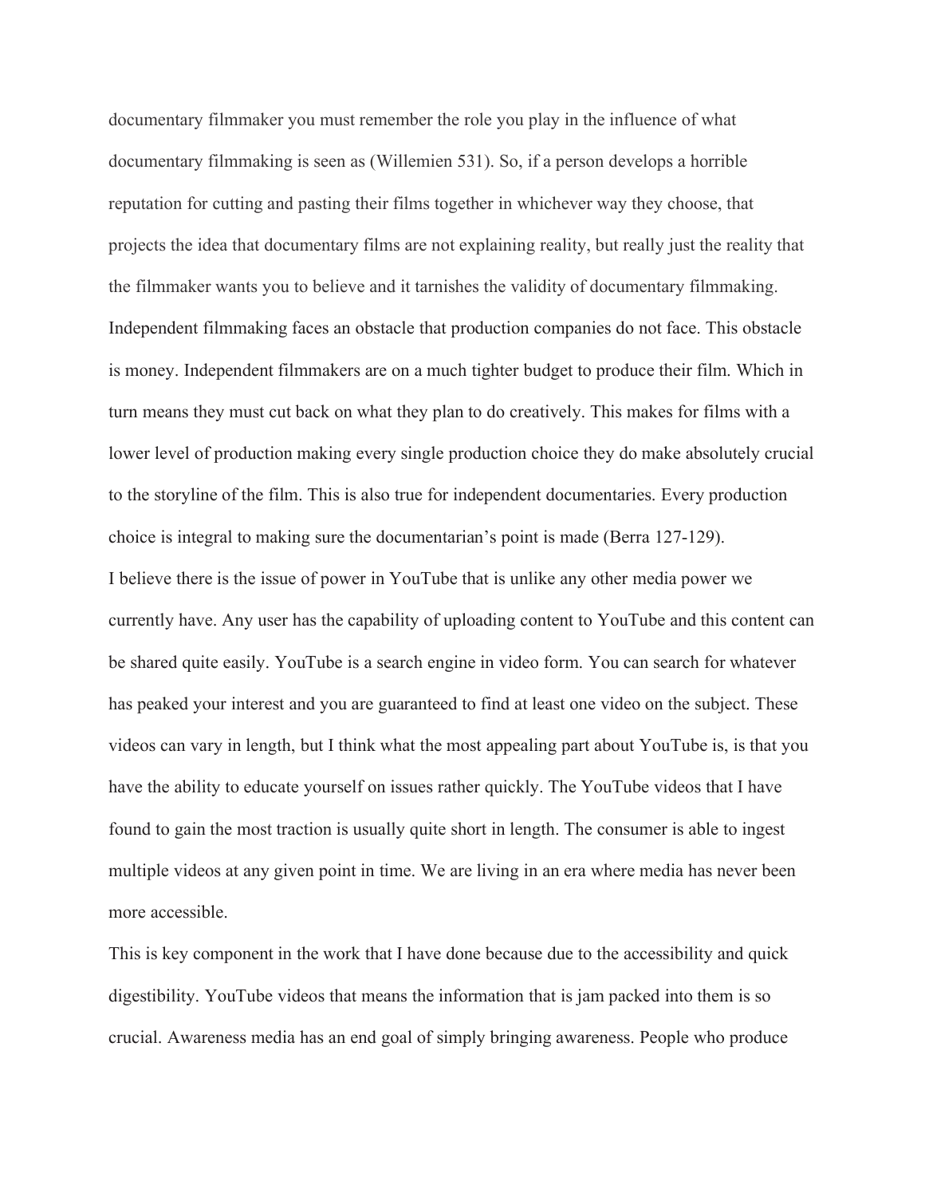documentary filmmaker you must remember the role you play in the influence of what documentary filmmaking is seen as (Willemien 531). So, if a person develops a horrible reputation for cutting and pasting their films together in whichever way they choose, that projects the idea that documentary films are not explaining reality, but really just the reality that the filmmaker wants you to believe and it tarnishes the validity of documentary filmmaking. Independent filmmaking faces an obstacle that production companies do not face. This obstacle is money. Independent filmmakers are on a much tighter budget to produce their film. Which in turn means they must cut back on what they plan to do creatively. This makes for films with a lower level of production making every single production choice they do make absolutely crucial to the storyline of the film. This is also true for independent documentaries. Every production choice is integral to making sure the documentarian's point is made (Berra 127-129).

I believe there is the issue of power in YouTube that is unlike any other media power we currently have. Any user has the capability of uploading content to YouTube and this content can be shared quite easily. YouTube is a search engine in video form. You can search for whatever has peaked your interest and you are guaranteed to find at least one video on the subject. These videos can vary in length, but I think what the most appealing part about YouTube is, is that you have the ability to educate yourself on issues rather quickly. The YouTube videos that I have found to gain the most traction is usually quite short in length. The consumer is able to ingest multiple videos at any given point in time. We are living in an era where media has never been more accessible.

This is key component in the work that I have done because due to the accessibility and quick digestibility. YouTube videos that means the information that is jam packed into them is so crucial. Awareness media has an end goal of simply bringing awareness. People who produce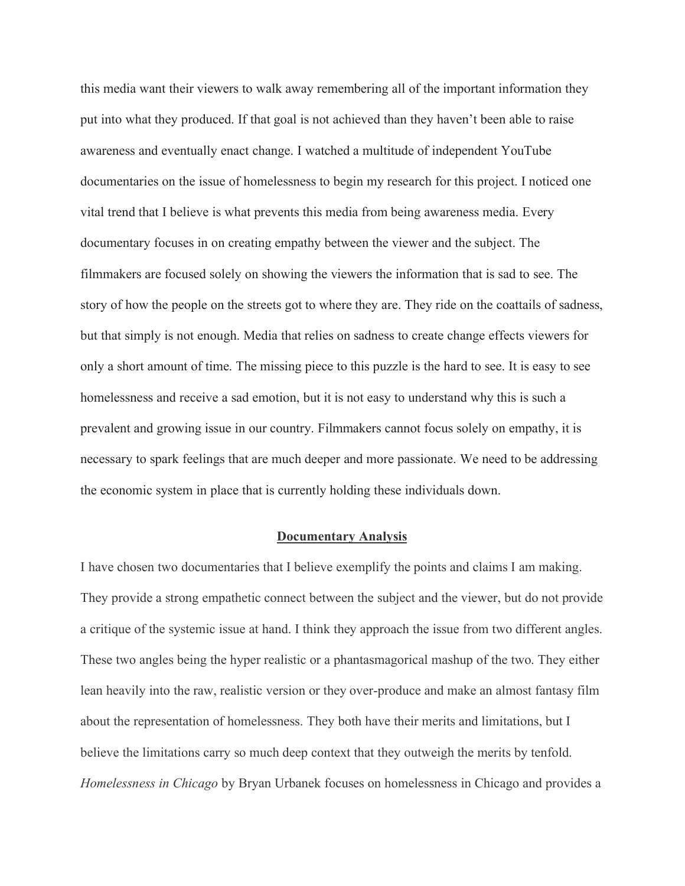this media want their viewers to walk away remembering all of the important information they put into what they produced. If that goal is not achieved than they haven't been able to raise awareness and eventually enact change. I watched a multitude of independent YouTube documentaries on the issue of homelessness to begin my research for this project. I noticed one vital trend that I believe is what prevents this media from being awareness media. Every documentary focuses in on creating empathy between the viewer and the subject. The filmmakers are focused solely on showing the viewers the information that is sad to see. The story of how the people on the streets got to where they are. They ride on the coattails of sadness, but that simply is not enough. Media that relies on sadness to create change effects viewers for only a short amount of time. The missing piece to this puzzle is the hard to see. It is easy to see homelessness and receive a sad emotion, but it is not easy to understand why this is such a prevalent and growing issue in our country. Filmmakers cannot focus solely on empathy, it is necessary to spark feelings that are much deeper and more passionate. We need to be addressing the economic system in place that is currently holding these individuals down.

## Documentary Analysis

I have chosen two documentaries that I believe exemplify the points and claims I am making. They provide a strong empathetic connect between the subject and the viewer, but do not provide a critique of the systemic issue at hand. I think they approach the issue from two different angles. These two angles being the hyper realistic or a phantasmagorical mashup of the two. They either lean heavily into the raw, realistic version or they over-produce and make an almost fantasy film about the representation of homelessness. They both have their merits and limitations, but I believe the limitations carry so much deep context that they outweigh the merits by tenfold. *Homelessness in Chicago* by Bryan Urbanek focuses on homelessness in Chicago and provides a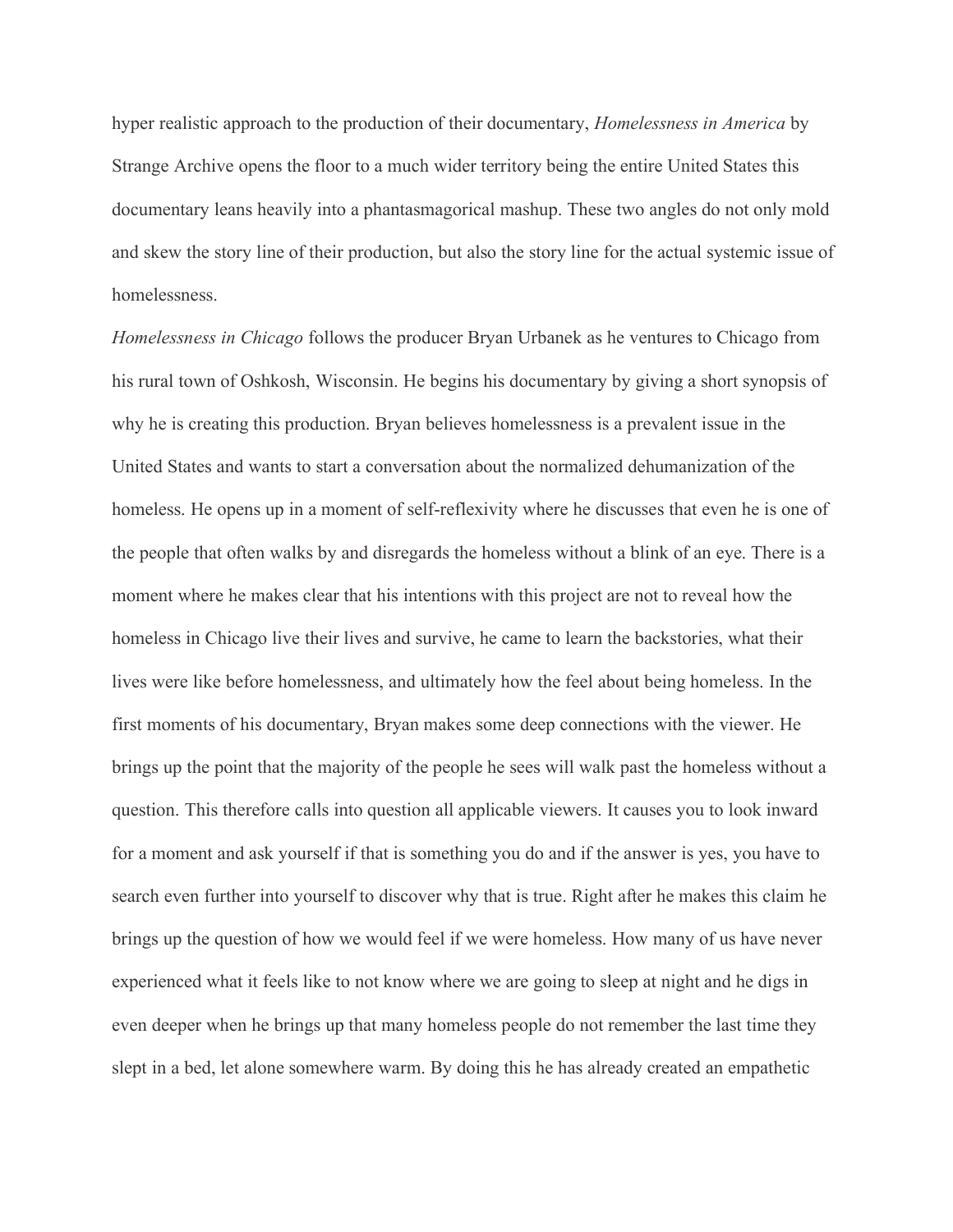hyper realistic approach to the production of their documentary, *Homelessness in America* by Strange Archive opens the floor to a much wider territory being the entire United States this documentary leans heavily into a phantasmagorical mashup. These two angles do not only mold and skew the story line of their production, but also the story line for the actual systemic issue of homelessness.

*Homelessness in Chicago* follows the producer Bryan Urbanek as he ventures to Chicago from his rural town of Oshkosh, Wisconsin. He begins his documentary by giving a short synopsis of why he is creating this production. Bryan believes homelessness is a prevalent issue in the United States and wants to start a conversation about the normalized dehumanization of the homeless. He opens up in a moment of self-reflexivity where he discusses that even he is one of the people that often walks by and disregards the homeless without a blink of an eye. There is a moment where he makes clear that his intentions with this project are not to reveal how the homeless in Chicago live their lives and survive, he came to learn the backstories, what their lives were like before homelessness, and ultimately how the feel about being homeless. In the first moments of his documentary, Bryan makes some deep connections with the viewer. He brings up the point that the majority of the people he sees will walk past the homeless without a question. This therefore calls into question all applicable viewers. It causes you to look inward for a moment and ask yourself if that is something you do and if the answer is yes, you have to search even further into yourself to discover why that is true. Right after he makes this claim he brings up the question of how we would feel if we were homeless. How many of us have never experienced what it feels like to not know where we are going to sleep at night and he digs in even deeper when he brings up that many homeless people do not remember the last time they slept in a bed, let alone somewhere warm. By doing this he has already created an empathetic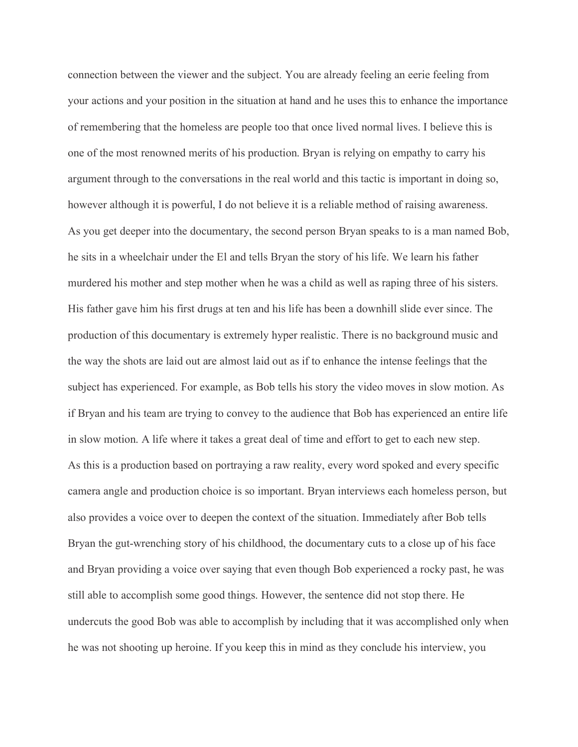connection between the viewer and the subject. You are already feeling an eerie feeling from your actions and your position in the situation at hand and he uses this to enhance the importance of remembering that the homeless are people too that once lived normal lives. I believe this is one of the most renowned merits of his production. Bryan is relying on empathy to carry his argument through to the conversations in the real world and this tactic is important in doing so, however although it is powerful, I do not believe it is a reliable method of raising awareness.

As you get deeper into the documentary, the second person Bryan speaks to is a man named Bob, he sits in a wheelchair under the El and tells Bryan the story of his life. We learn his father murdered his mother and step mother when he was a child as well as raping three of his sisters. His father gave him his first drugs at ten and his life has been a downhill slide ever since. The production of this documentary is extremely hyper realistic. There is no background music and the way the shots are laid out are almost laid out as if to enhance the intense feelings that the subject has experienced. For example, as Bob tells his story the video moves in slow motion. As if Bryan and his team are trying to convey to the audience that Bob has experienced an entire life in slow motion. A life where it takes a great deal of time and effort to get to each new step.

As this is a production based on portraying a raw reality, every word spoked and every specific camera angle and production choice is so important. Bryan interviews each homeless person, but also provides a voice over to deepen the context of the situation. Immediately after Bob tells Bryan the gut-wrenching story of his childhood, the documentary cuts to a close up of his face and Bryan providing a voice over saying that even though Bob experienced a rocky past, he was still able to accomplish some good things. However, the sentence did not stop there. He undercuts the good Bob was able to accomplish by including that it was accomplished only when he was not shooting up heroine. If you keep this in mind as they conclude his interview, you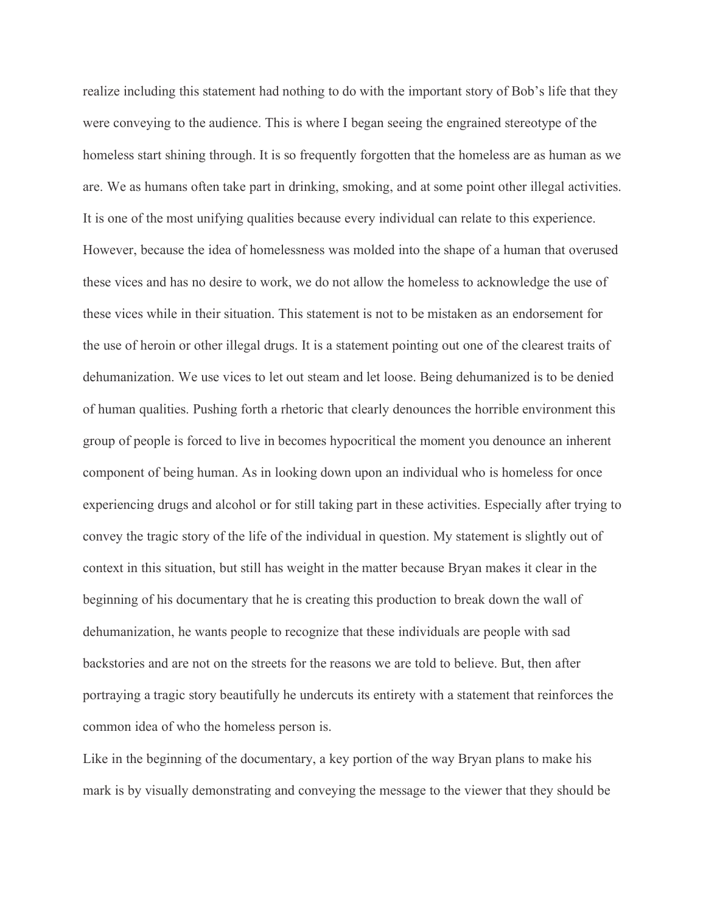realize including this statement had nothing to do with the important story of Bob's life that they were conveying to the audience. This is where I began seeing the engrained stereotype of the homeless start shining through. It is so frequently forgotten that the homeless are as human as we are. We as humans often take part in drinking, smoking, and at some point other illegal activities. It is one of the most unifying qualities because every individual can relate to this experience. However, because the idea of homelessness was molded into the shape of a human that overused these vices and has no desire to work, we do not allow the homeless to acknowledge the use of these vices while in their situation. This statement is not to be mistaken as an endorsement for the use of heroin or other illegal drugs. It is a statement pointing out one of the clearest traits of dehumanization. We use vices to let out steam and let loose. Being dehumanized is to be denied of human qualities. Pushing forth a rhetoric that clearly denounces the horrible environment this group of people is forced to live in becomes hypocritical the moment you denounce an inherent component of being human. As in looking down upon an individual who is homeless for once experiencing drugs and alcohol or for still taking part in these activities. Especially after trying to convey the tragic story of the life of the individual in question. My statement is slightly out of context in this situation, but still has weight in the matter because Bryan makes it clear in the beginning of his documentary that he is creating this production to break down the wall of dehumanization, he wants people to recognize that these individuals are people with sad backstories and are not on the streets for the reasons we are told to believe. But, then after portraying a tragic story beautifully he undercuts its entirety with a statement that reinforces the common idea of who the homeless person is.

Like in the beginning of the documentary, a key portion of the way Bryan plans to make his mark is by visually demonstrating and conveying the message to the viewer that they should be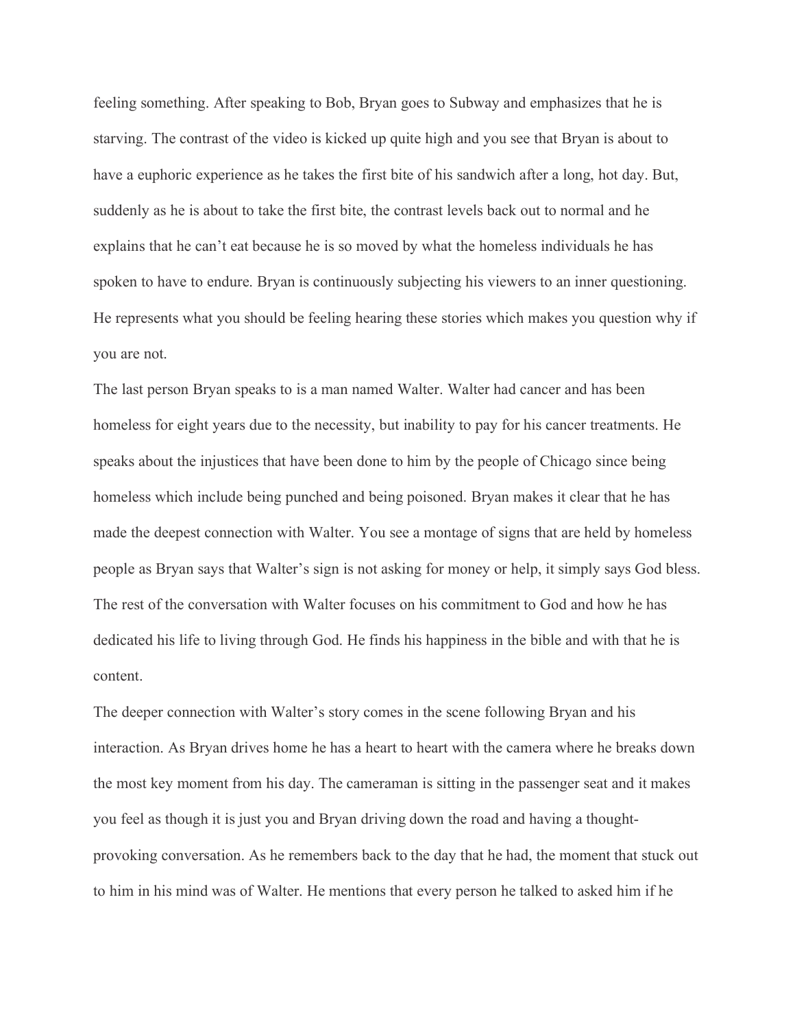feeling something. After speaking to Bob, Bryan goes to Subway and emphasizes that he is starving. The contrast of the video is kicked up quite high and you see that Bryan is about to have a euphoric experience as he takes the first bite of his sandwich after a long, hot day. But, suddenly as he is about to take the first bite, the contrast levels back out to normal and he explains that he can't eat because he is so moved by what the homeless individuals he has spoken to have to endure. Bryan is continuously subjecting his viewers to an inner questioning. He represents what you should be feeling hearing these stories which makes you question why if you are not.

The last person Bryan speaks to is a man named Walter. Walter had cancer and has been homeless for eight years due to the necessity, but inability to pay for his cancer treatments. He speaks about the injustices that have been done to him by the people of Chicago since being homeless which include being punched and being poisoned. Bryan makes it clear that he has made the deepest connection with Walter. You see a montage of signs that are held by homeless people as Bryan says that Walter's sign is not asking for money or help, it simply says God bless. The rest of the conversation with Walter focuses on his commitment to God and how he has dedicated his life to living through God. He finds his happiness in the bible and with that he is content.

The deeper connection with Walter's story comes in the scene following Bryan and his interaction. As Bryan drives home he has a heart to heart with the camera where he breaks down the most key moment from his day. The cameraman is sitting in the passenger seat and it makes you feel as though it is just you and Bryan driving down the road and having a thought-provoking conversation. As he remembers back to the day that he had, the moment that stuck out to him in his mind was of Walter. He mentions that every person he talked to asked him if he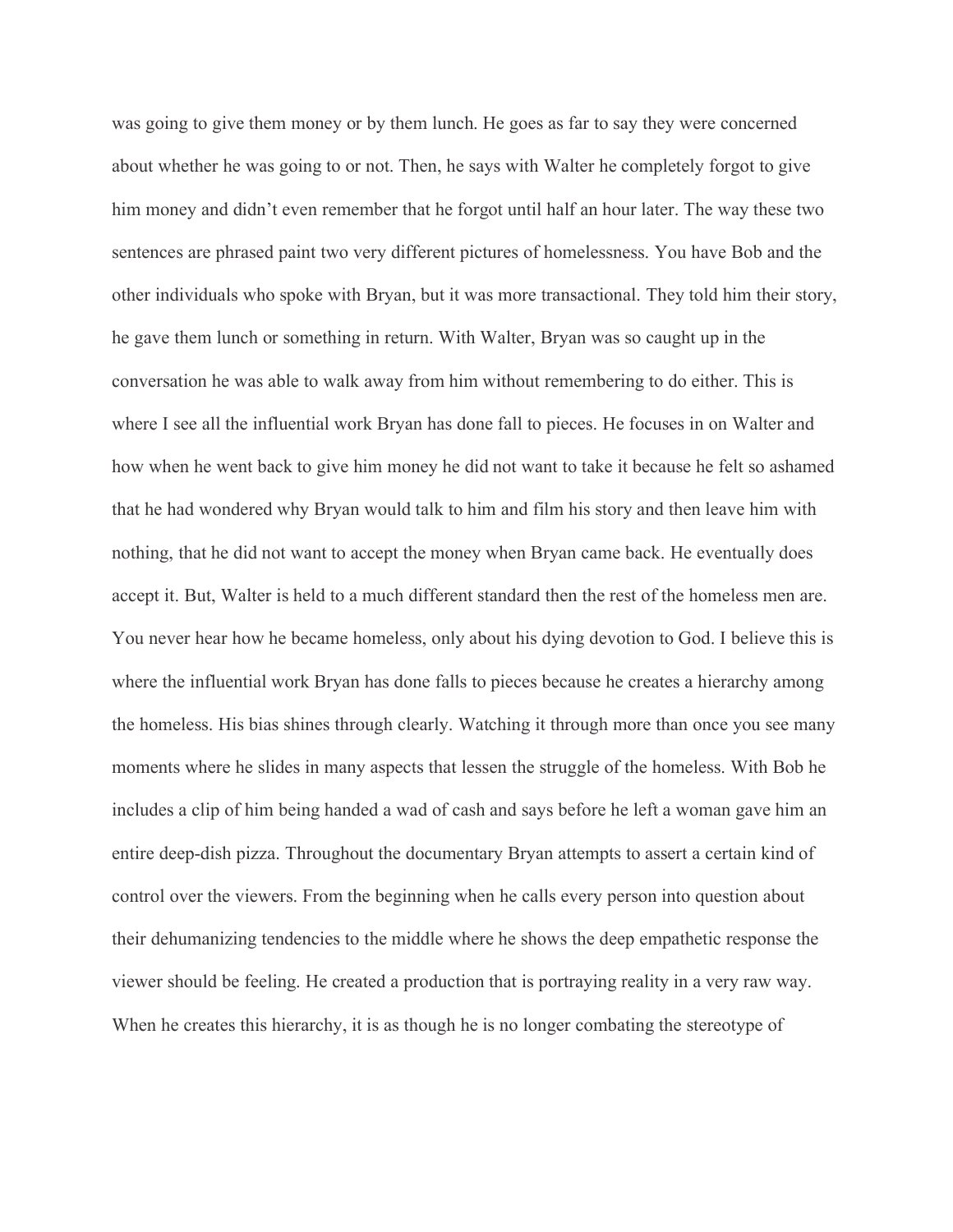was going to give them money or by them lunch. He goes as far to say they were concerned about whether he was going to or not. Then, he says with Walter he completely forgot to give him money and didn't even remember that he forgot until half an hour later. The way these two sentences are phrased paint two very different pictures of homelessness. You have Bob and the other individuals who spoke with Bryan, but it was more transactional. They told him their story, he gave them lunch or something in return. With Walter, Bryan was so caught up in the conversation he was able to walk away from him without remembering to do either. This is where I see all the influential work Bryan has done fall to pieces. He focuses in on Walter and how when he went back to give him money he did not want to take it because he felt so ashamed that he had wondered why Bryan would talk to him and film his story and then leave him with nothing, that he did not want to accept the money when Bryan came back. He eventually does accept it. But, Walter is held to a much different standard then the rest of the homeless men are. You never hear how he became homeless, only about his dying devotion to God. I believe this is where the influential work Bryan has done falls to pieces because he creates a hierarchy among the homeless. His bias shines through clearly. Watching it through more than once you see many moments where he slides in many aspects that lessen the struggle of the homeless. With Bob he includes a clip of him being handed a wad of cash and says before he left a woman gave him an entire deep-dish pizza. Throughout the documentary Bryan attempts to assert a certain kind of control over the viewers. From the beginning when he calls every person into question about their dehumanizing tendencies to the middle where he shows the deep empathetic response the viewer should be feeling. He created a production that is portraying reality in a very raw way. When he creates this hierarchy, it is as though he is no longer combating the stereotype of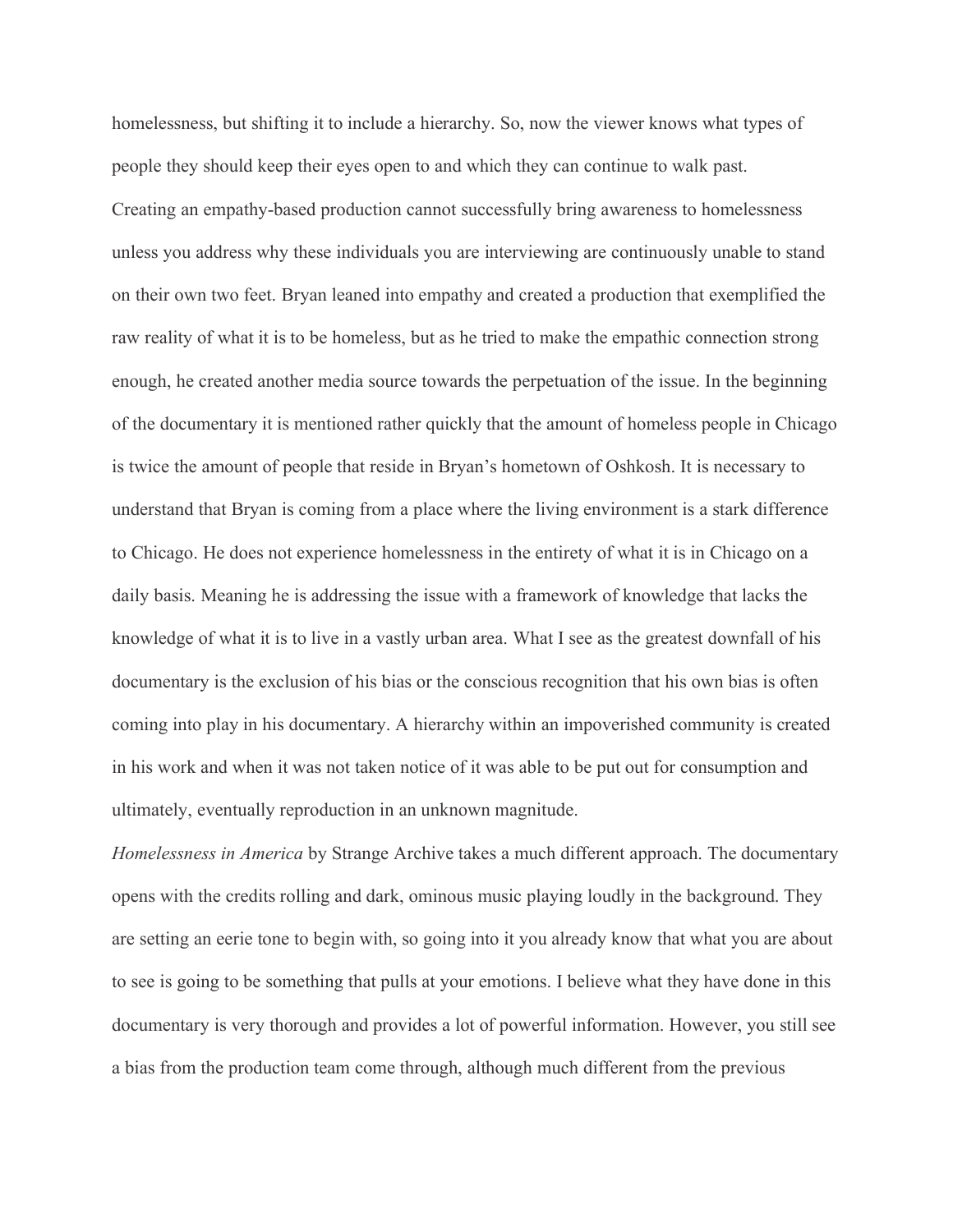homelessness, but shifting it to include a hierarchy. So, now the viewer knows what types of people they should keep their eyes open to and which they can continue to walk past.

Creating an empathy-based production cannot successfully bring awareness to homelessness unless you address why these individuals you are interviewing are continuously unable to stand on their own two feet. Bryan leaned into empathy and created a production that exemplified the raw reality of what it is to be homeless, but as he tried to make the empathic connection strong enough, he created another media source towards the perpetuation of the issue. In the beginning of the documentary it is mentioned rather quickly that the amount of homeless people in Chicago is twice the amount of people that reside in Bryan's hometown of Oshkosh. It is necessary to understand that Bryan is coming from a place where the living environment is a stark difference to Chicago. He does not experience homelessness in the entirety of what it is in Chicago on a daily basis. Meaning he is addressing the issue with a framework of knowledge that lacks the knowledge of what it is to live in a vastly urban area. What I see as the greatest downfall of his documentary is the exclusion of his bias or the conscious recognition that his own bias is often coming into play in his documentary. A hierarchy within an impoverished community is created in his work and when it was not taken notice of it was able to be put out for consumption and ultimately, eventually reproduction in an unknown magnitude.

*Homelessness in America* by Strange Archive takes a much different approach. The documentary opens with the credits rolling and dark, ominous music playing loudly in the background. They are setting an eerie tone to begin with, so going into it you already know that what you are about to see is going to be something that pulls at your emotions. I believe what they have done in this documentary is very thorough and provides a lot of powerful information. However, you still see a bias from the production team come through, although much different from the previous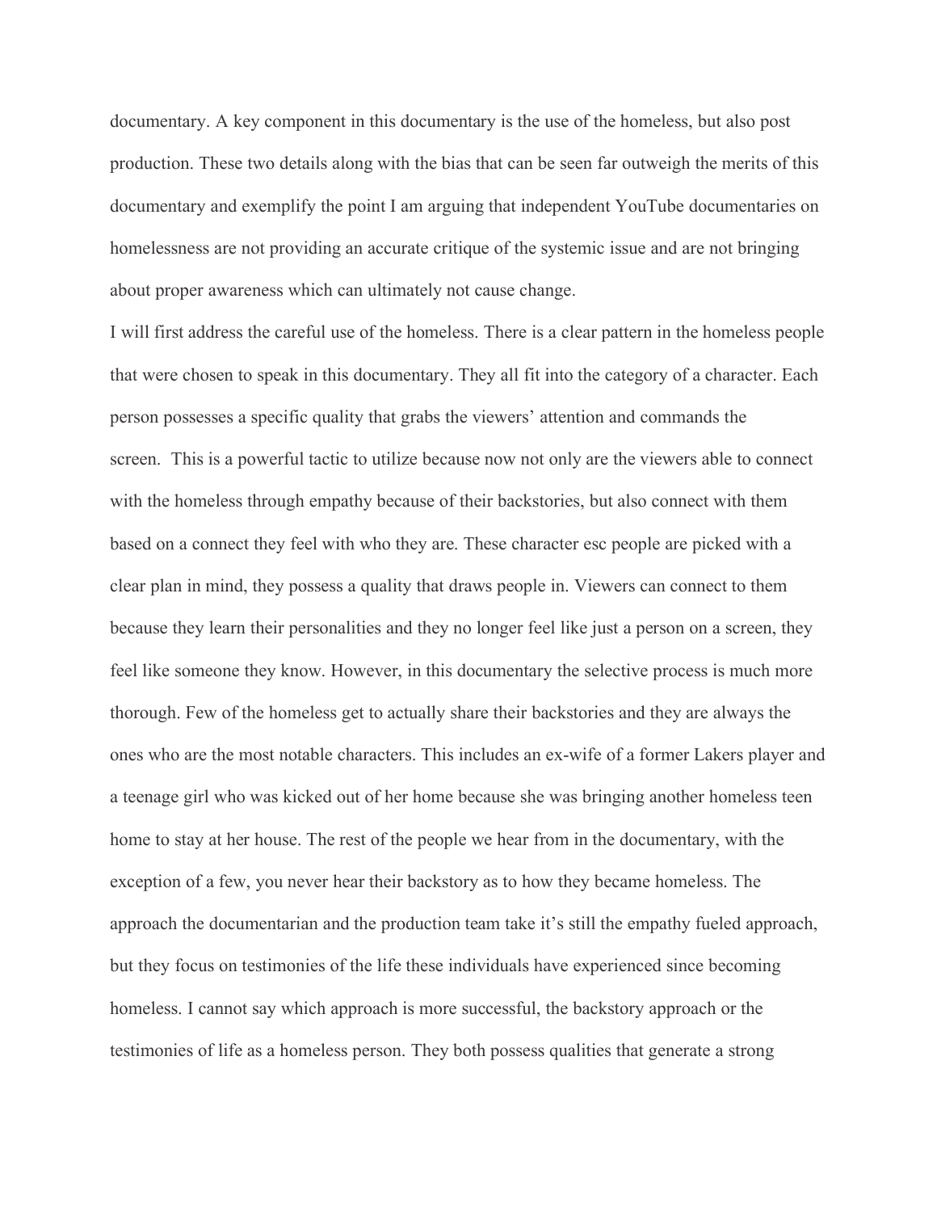documentary. A key component in this documentary is the use of the homeless, but also post production. These two details along with the bias that can be seen far outweigh the merits of this documentary and exemplify the point I am arguing that independent YouTube documentaries on homelessness are not providing an accurate critique of the systemic issue and are not bringing about proper awareness which can ultimately not cause change.

I will first address the careful use of the homeless. There is a clear pattern in the homeless people that were chosen to speak in this documentary. They all fit into the category of a character. Each person possesses a specific quality that grabs the viewers' attention and commands the screen. This is a powerful tactic to utilize because now not only are the viewers able to connect with the homeless through empathy because of their backstories, but also connect with them based on a connect they feel with who they are. These character esc people are picked with a clear plan in mind, they possess a quality that draws people in. Viewers can connect to them because they learn their personalities and they no longer feel like just a person on a screen, they feel like someone they know. However, in this documentary the selective process is much more thorough. Few of the homeless get to actually share their backstories and they are always the ones who are the most notable characters. This includes an ex-wife of a former Lakers player and a teenage girl who was kicked out of her home because she was bringing another homeless teen home to stay at her house. The rest of the people we hear from in the documentary, with the exception of a few, you never hear their backstory as to how they became homeless. The approach the documentarian and the production team take it's still the empathy fueled approach, but they focus on testimonies of the life these individuals have experienced since becoming homeless. I cannot say which approach is more successful, the backstory approach or the testimonies of life as a homeless person. They both possess qualities that generate a strong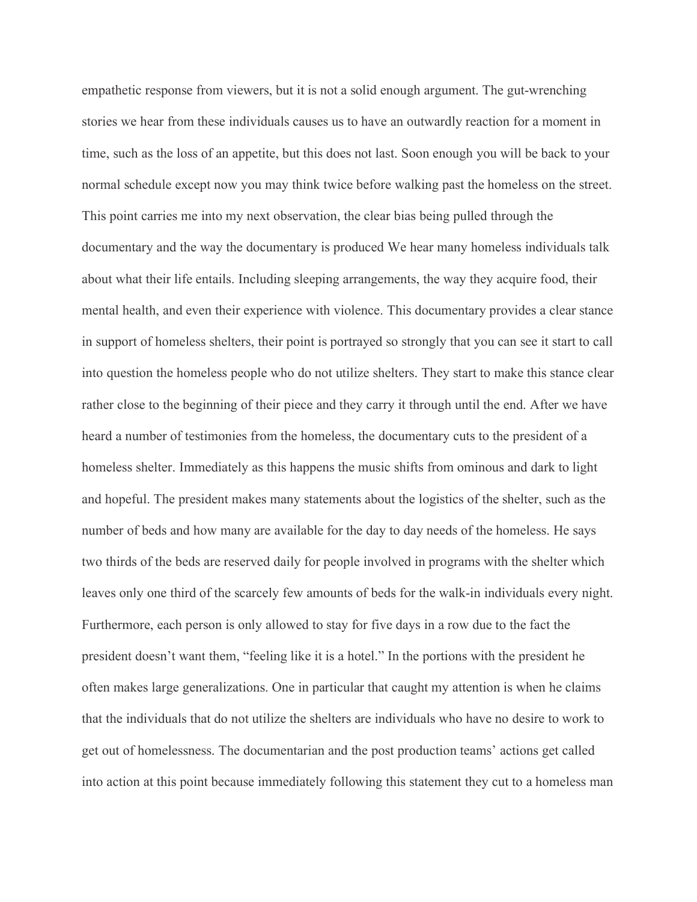empathetic response from viewers, but it is not a solid enough argument. The gut-wrenching stories we hear from these individuals causes us to have an outwardly reaction for a moment in time, such as the loss of an appetite, but this does not last. Soon enough you will be back to your normal schedule except now you may think twice before walking past the homeless on the street. This point carries me into my next observation, the clear bias being pulled through the documentary and the way the documentary is produced We hear many homeless individuals talk about what their life entails. Including sleeping arrangements, the way they acquire food, their mental health, and even their experience with violence. This documentary provides a clear stance in support of homeless shelters, their point is portrayed so strongly that you can see it start to call into question the homeless people who do not utilize shelters. They start to make this stance clear rather close to the beginning of their piece and they carry it through until the end. After we have heard a number of testimonies from the homeless, the documentary cuts to the president of a homeless shelter. Immediately as this happens the music shifts from ominous and dark to light and hopeful. The president makes many statements about the logistics of the shelter, such as the number of beds and how many are available for the day to day needs of the homeless. He says two thirds of the beds are reserved daily for people involved in programs with the shelter which leaves only one third of the scarcely few amounts of beds for the walk-in individuals every night. Furthermore, each person is only allowed to stay for five days in a row due to the fact the president doesn't want them, "feeling like it is a hotel." In the portions with the president he often makes large generalizations. One in particular that caught my attention is when he claims that the individuals that do not utilize the shelters are individuals who have no desire to work to get out of homelessness. The documentarian and the post production teams' actions get called into action at this point because immediately following this statement they cut to a homeless man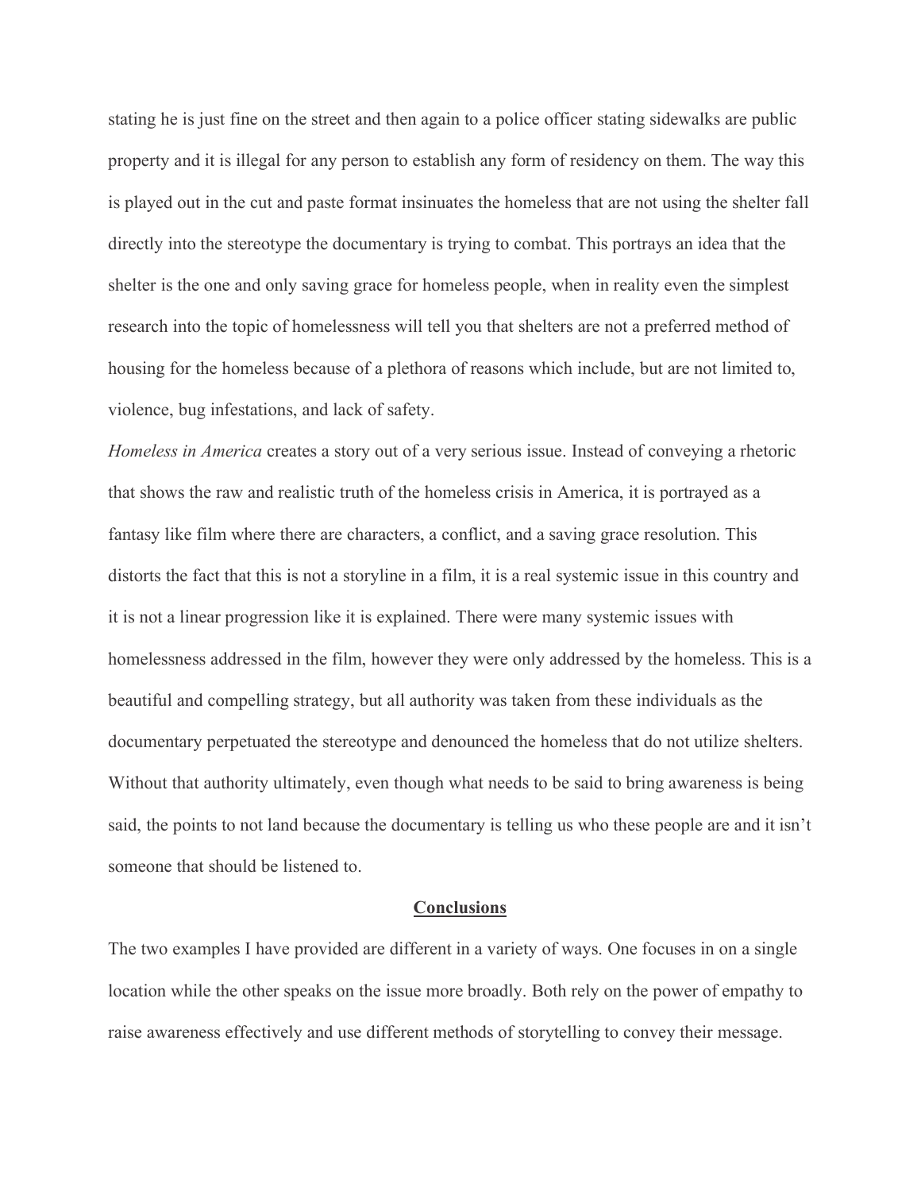stating he is just fine on the street and then again to a police officer stating sidewalks are public property and it is illegal for any person to establish any form of residency on them. The way this is played out in the cut and paste format insinuates the homeless that are not using the shelter fall directly into the stereotype the documentary is trying to combat. This portrays an idea that the shelter is the one and only saving grace for homeless people, when in reality even the simplest research into the topic of homelessness will tell you that shelters are not a preferred method of housing for the homeless because of a plethora of reasons which include, but are not limited to, violence, bug infestations, and lack of safety.

*Homeless in America* creates a story out of a very serious issue. Instead of conveying a rhetoric that shows the raw and realistic truth of the homeless crisis in America, it is portrayed as a fantasy like film where there are characters, a conflict, and a saving grace resolution. This distorts the fact that this is not a storyline in a film, it is a real systemic issue in this country and it is not a linear progression like it is explained. There were many systemic issues with homelessness addressed in the film, however they were only addressed by the homeless. This is a beautiful and compelling strategy, but all authority was taken from these individuals as the documentary perpetuated the stereotype and denounced the homeless that do not utilize shelters. Without that authority ultimately, even though what needs to be said to bring awareness is being said, the points to not land because the documentary is telling us who these people are and it isn't someone that should be listened to.

## Conclusions

The two examples I have provided are different in a variety of ways. One focuses in on a single location while the other speaks on the issue more broadly. Both rely on the power of empathy to raise awareness effectively and use different methods of storytelling to convey their message.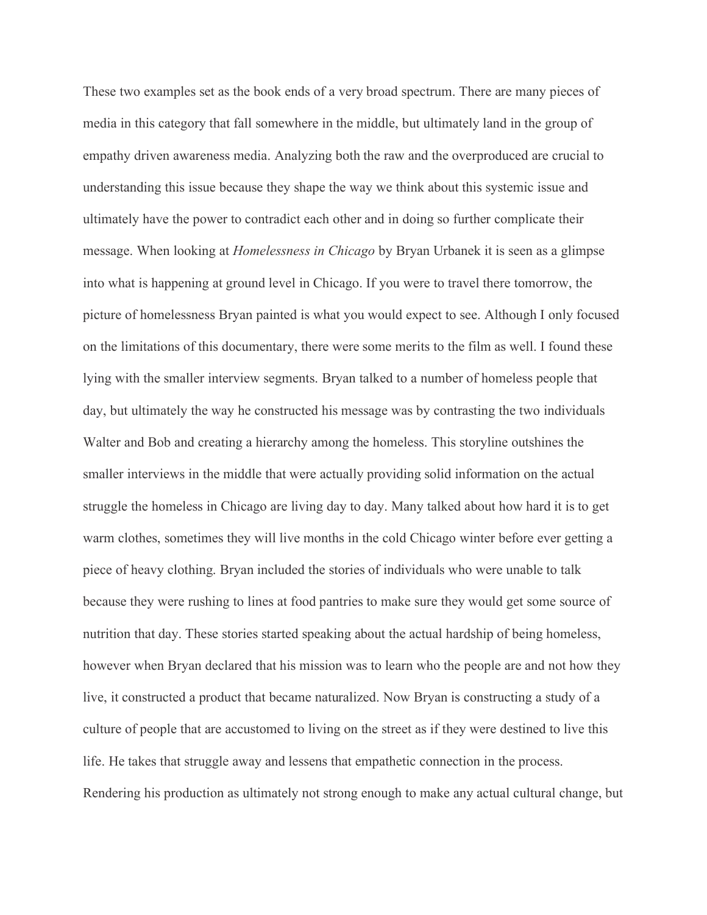These two examples set as the book ends of a very broad spectrum. There are many pieces of media in this category that fall somewhere in the middle, but ultimately land in the group of empathy driven awareness media. Analyzing both the raw and the overproduced are crucial to understanding this issue because they shape the way we think about this systemic issue and ultimately have the power to contradict each other and in doing so further complicate their message. When looking at *Homelessness in Chicago* by Bryan Urbanek it is seen as a glimpse into what is happening at ground level in Chicago. If you were to travel there tomorrow, the picture of homelessness Bryan painted is what you would expect to see. Although I only focused on the limitations of this documentary, there were some merits to the film as well. I found these lying with the smaller interview segments. Bryan talked to a number of homeless people that day, but ultimately the way he constructed his message was by contrasting the two individuals Walter and Bob and creating a hierarchy among the homeless. This storyline outshines the smaller interviews in the middle that were actually providing solid information on the actual struggle the homeless in Chicago are living day to day. Many talked about how hard it is to get warm clothes, sometimes they will live months in the cold Chicago winter before ever getting a piece of heavy clothing. Bryan included the stories of individuals who were unable to talk because they were rushing to lines at food pantries to make sure they would get some source of nutrition that day. These stories started speaking about the actual hardship of being homeless, however when Bryan declared that his mission was to learn who the people are and not how they live, it constructed a product that became naturalized. Now Bryan is constructing a study of a culture of people that are accustomed to living on the street as if they were destined to live this life. He takes that struggle away and lessens that empathetic connection in the process. Rendering his production as ultimately not strong enough to make any actual cultural change, but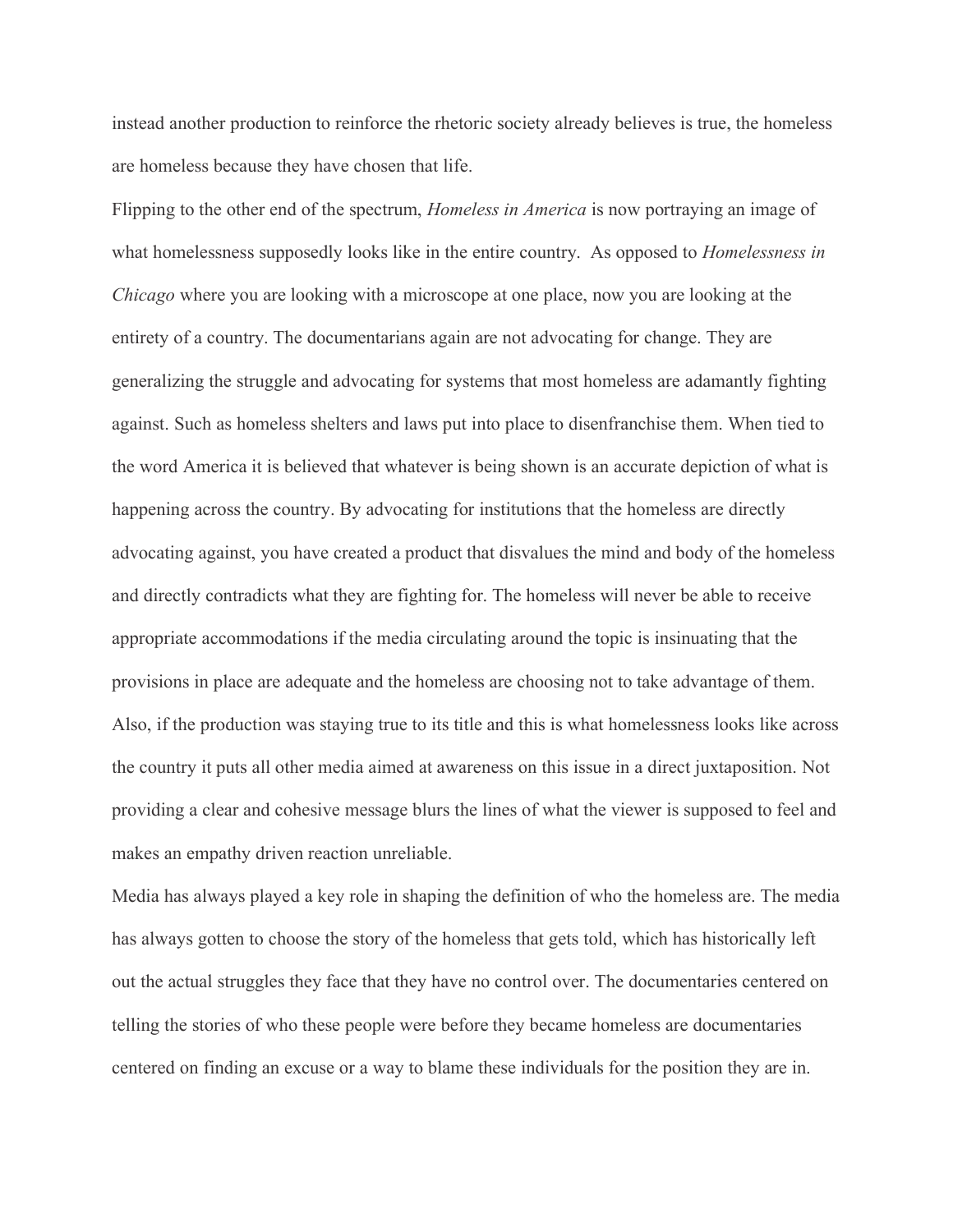instead another production to reinforce the rhetoric society already believes is true, the homeless are homeless because they have chosen that life.

Flipping to the other end of the spectrum, *Homeless in America* is now portraying an image of what homelessness supposedly looks like in the entire country. As opposed to *Homelessness in Chicago* where you are looking with a microscope at one place, now you are looking at the entirety of a country. The documentarians again are not advocating for change. They are generalizing the struggle and advocating for systems that most homeless are adamantly fighting against. Such as homeless shelters and laws put into place to disenfranchise them. When tied to the word America it is believed that whatever is being shown is an accurate depiction of what is happening across the country. By advocating for institutions that the homeless are directly advocating against, you have created a product that disvalues the mind and body of the homeless and directly contradicts what they are fighting for. The homeless will never be able to receive appropriate accommodations if the media circulating around the topic is insinuating that the provisions in place are adequate and the homeless are choosing not to take advantage of them. Also, if the production was staying true to its title and this is what homelessness looks like across the country it puts all other media aimed at awareness on this issue in a direct juxtaposition. Not providing a clear and cohesive message blurs the lines of what the viewer is supposed to feel and makes an empathy driven reaction unreliable.

Media has always played a key role in shaping the definition of who the homeless are. The media has always gotten to choose the story of the homeless that gets told, which has historically left out the actual struggles they face that they have no control over. The documentaries centered on telling the stories of who these people were before they became homeless are documentaries centered on finding an excuse or a way to blame these individuals for the position they are in.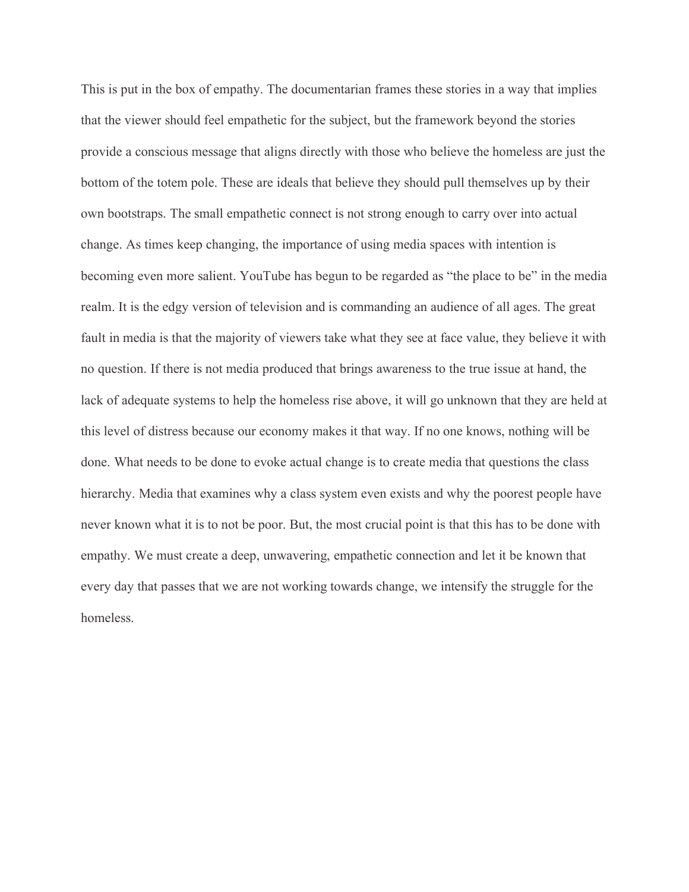This is put in the box of empathy. The documentarian frames these stories in a way that implies that the viewer should feel empathetic for the subject, but the framework beyond the stories provide a conscious message that aligns directly with those who believe the homeless are just the bottom of the totem pole. These are ideals that believe they should pull themselves up by their own bootstraps. The small empathetic connect is not strong enough to carry over into actual change. As times keep changing, the importance of using media spaces with intention is becoming even more salient. YouTube has begun to be regarded as "the place to be" in the media realm. It is the edgy version of television and is commanding an audience of all ages. The great fault in media is that the majority of viewers take what they see at face value, they believe it with no question. If there is not media produced that brings awareness to the true issue at hand, the lack of adequate systems to help the homeless rise above, it will go unknown that they are held at this level of distress because our economy makes it that way. If no one knows, nothing will be done. What needs to be done to evoke actual change is to create media that questions the class hierarchy. Media that examines why a class system even exists and why the poorest people have never known what it is to not be poor. But, the most crucial point is that this has to be done with empathy. We must create a deep, unwavering, empathetic connection and let it be known that every day that passes that we are not working towards change, we intensify the struggle for the homeless.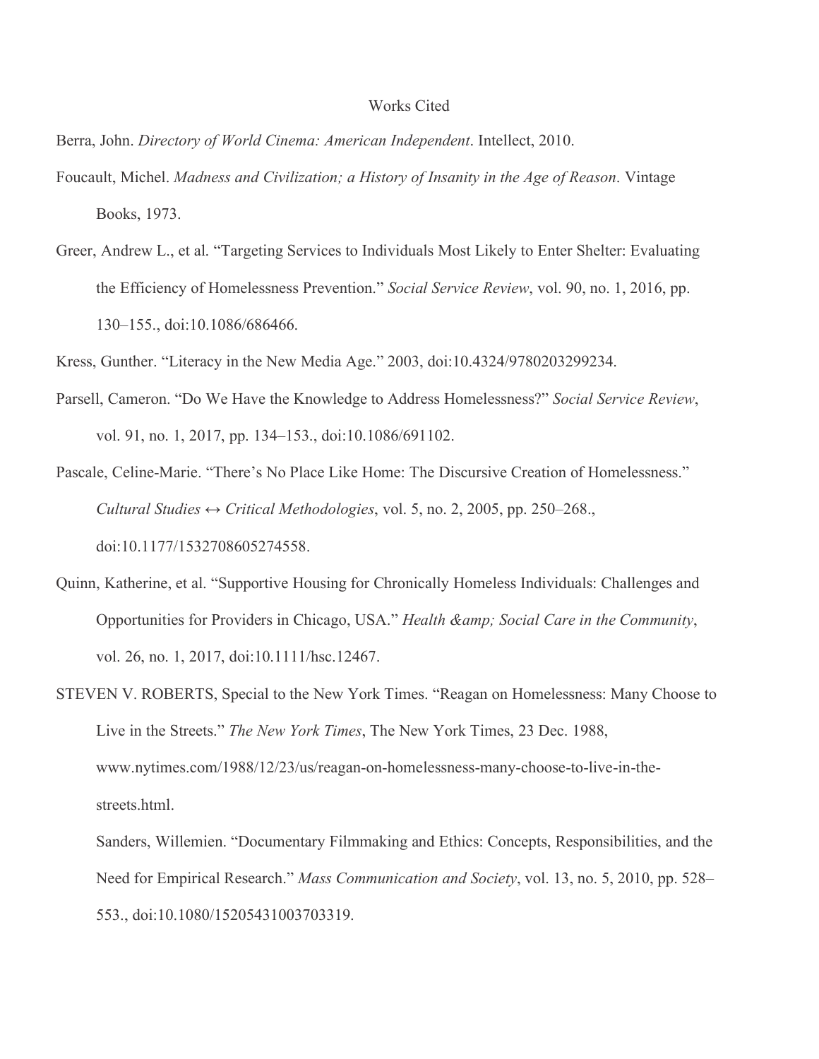Works Cited

Berra, John. *Directory of World Cinema: American Independent*. Intellect, 2010.

Foucault, Michel. *Madness and Civilization; a History of Insanity in the Age of Reason*. Vintage Books, 1973.

Greer, Andrew L., et al. "Targeting Services to Individuals Most Likely to Enter Shelter: Evaluating the Efficiency of Homelessness Prevention." *Social Service Review*, vol. 90, no. 1, 2016, pp. 130–155., doi:10.1086/686466.

Kress, Gunther. "Literacy in the New Media Age." 2003, doi:10.4324/9780203299234.

Parsell, Cameron. "Do We Have the Knowledge to Address Homelessness?" *Social Service Review*, vol. 91, no. 1, 2017, pp. 134–153., doi:10.1086/691102.

Pascale, Celine-Marie. "There's No Place Like Home: The Discursive Creation of Homelessness." *Cultural Studies ↔ Critical Methodologies*, vol. 5, no. 2, 2005, pp. 250–268., doi:10.1177/1532708605274558.

Quinn, Katherine, et al. "Supportive Housing for Chronically Homeless Individuals: Challenges and Opportunities for Providers in Chicago, USA." *Health &amp; Social Care in the Community*, vol. 26, no. 1, 2017, doi:10.1111/hsc.12467.

STEVEN V. ROBERTS, Special to the New York Times. "Reagan on Homelessness: Many Choose to Live in the Streets." *The New York Times*, The New York Times, 23 Dec. 1988, www.nytimes.com/1988/12/23/us/reagan-on-homelessness-many-choose-to-live-in-the-streets.html.

Sanders, Willemien. "Documentary Filmmaking and Ethics: Concepts, Responsibilities, and the Need for Empirical Research." *Mass Communication and Society*, vol. 13, no. 5, 2010, pp. 528–553., doi:10.1080/15205431003703319.